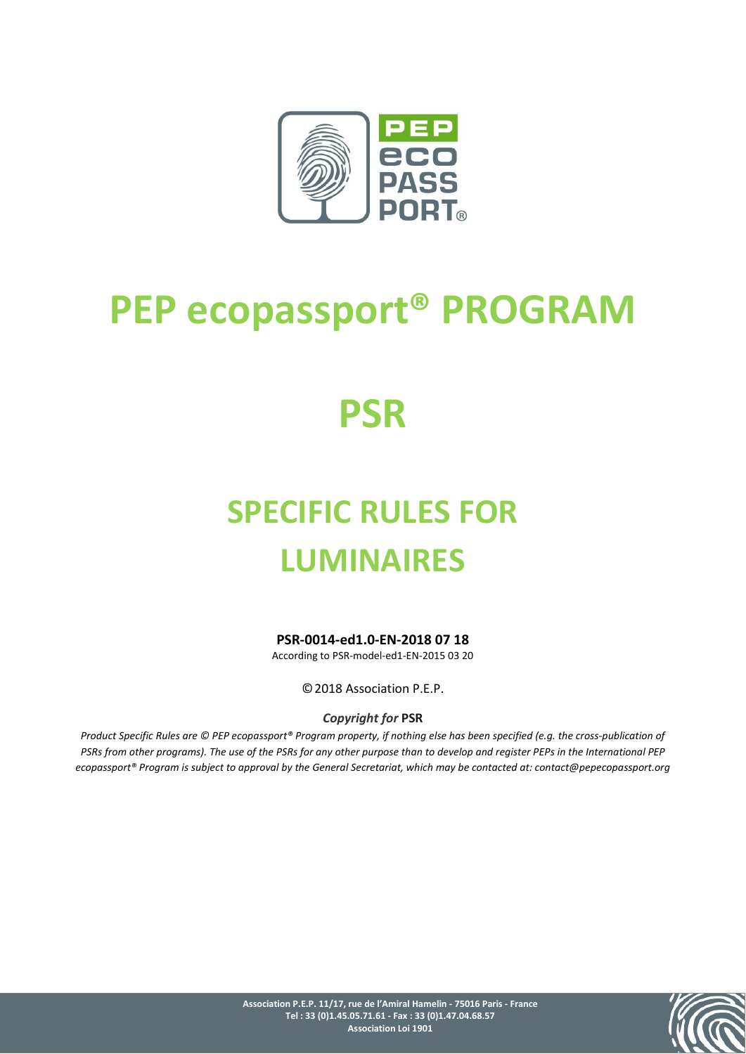# PEP ecopassport® PROGRAM

# PSR

# SPECIFIC RULES FOR LUMINAIRES

**PSR-0014-ed1.0-EN-2018 07 18**

According to PSR-model-ed1-EN-2015 03 20

© 2018 Association P.E.P.

***Copyright for* PSR**

*Product Specific Rules are © PEP ecopassport® Program property, if nothing else has been specified (e.g. the cross-publication of PSRs from other programs). The use of the PSRs for any other purpose than to develop and register PEPs in the International PEP ecopassport® Program is subject to approval by the General Secretariat, which may be contacted at: contact@pepecopassport.org*

**Association P.E.P. 11/17, rue de l'Amiral Hamelin - 75016 Paris - France**
**Tel : 33 (0)1.45.05.71.61 - Fax : 33 (0)1.47.04.68.57**
**Association Loi 1901**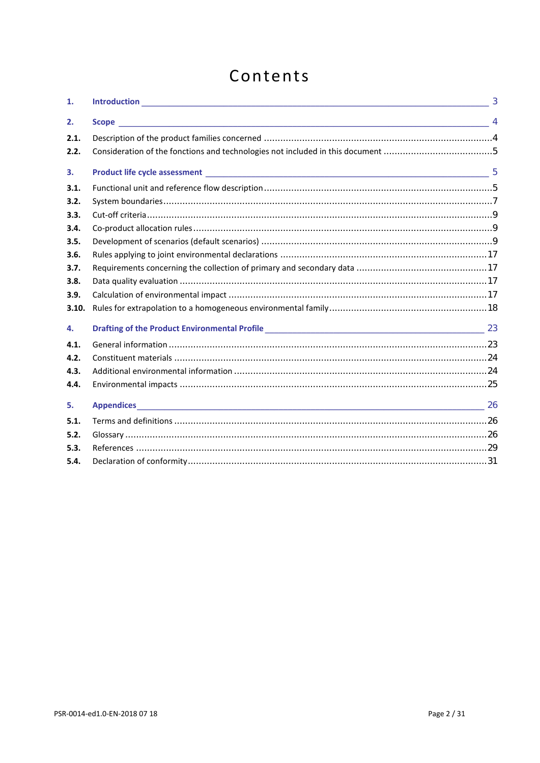# Contents

| | | |
|---|---|---|
| **1.** | **Introduction** | 3 |
| **2.** | **Scope** | 4 |
| **2.1.** | Description of the product families concerned | 4 |
| **2.2.** | Consideration of the fonctions and technologies not included in this document | 5 |
| **3.** | **Product life cycle assessment** | 5 |
| **3.1.** | Functional unit and reference flow description | 5 |
| **3.2.** | System boundaries | 7 |
| **3.3.** | Cut-off criteria | 9 |
| **3.4.** | Co-product allocation rules | 9 |
| **3.5.** | Development of scenarios (default scenarios) | 9 |
| **3.6.** | Rules applying to joint environmental declarations | 17 |
| **3.7.** | Requirements concerning the collection of primary and secondary data | 17 |
| **3.8.** | Data quality evaluation | 17 |
| **3.9.** | Calculation of environmental impact | 17 |
| **3.10.** | Rules for extrapolation to a homogeneous environmental family | 18 |
| **4.** | **Drafting of the Product Environmental Profile** | 23 |
| **4.1.** | General information | 23 |
| **4.2.** | Constituent materials | 24 |
| **4.3.** | Additional environmental information | 24 |
| **4.4.** | Environmental impacts | 25 |
| **5.** | **Appendices** | 26 |
| **5.1.** | Terms and definitions | 26 |
| **5.2.** | Glossary | 26 |
| **5.3.** | References | 29 |
| **5.4.** | Declaration of conformity | 31 |

PSR-0014-ed1.0-EN-2018 07 18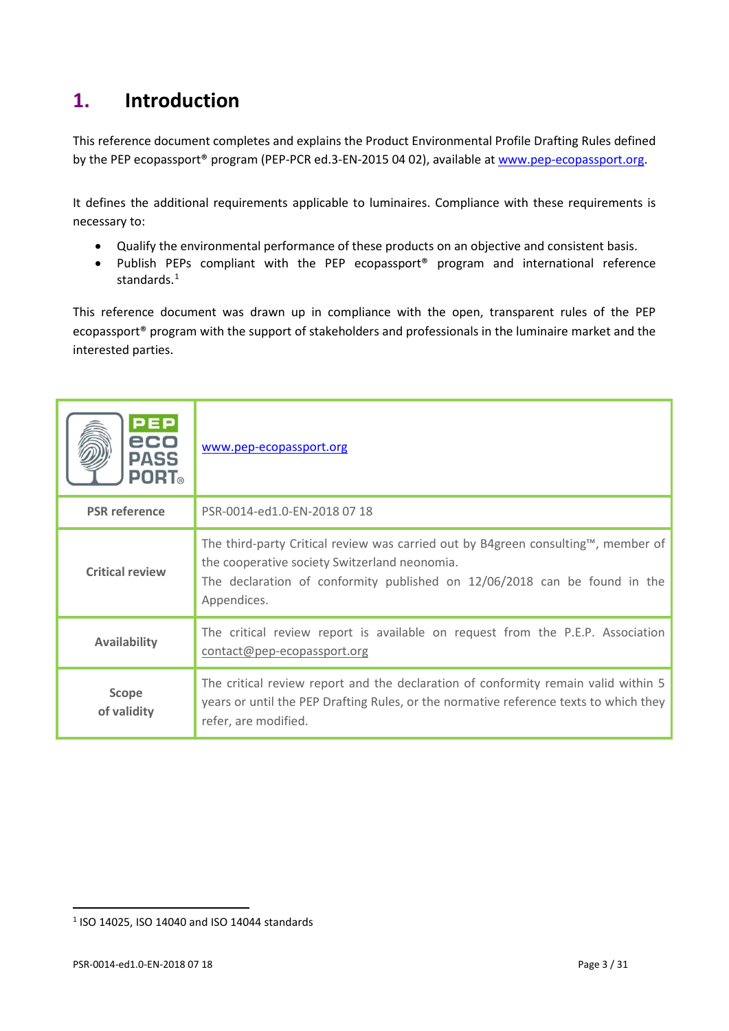# 1. Introduction

This reference document completes and explains the Product Environmental Profile Drafting Rules defined by the PEP ecopassport® program (PEP-PCR ed.3-EN-2015 04 02), available at www.pep-ecopassport.org.

It defines the additional requirements applicable to luminaires. Compliance with these requirements is necessary to:

- Qualify the environmental performance of these products on an objective and consistent basis.
- Publish PEPs compliant with the PEP ecopassport® program and international reference standards.[1]

This reference document was drawn up in compliance with the open, transparent rules of the PEP ecopassport® program with the support of stakeholders and professionals in the luminaire market and the interested parties.

| PEP eco PASS PORT® | www.pep-ecopassport.org |
|---|---|
| **PSR reference** | PSR-0014-ed1.0-EN-2018 07 18 |
| **Critical review** | The third-party Critical review was carried out by B4green consulting™, member of the cooperative society Switzerland neonomia.<br>The declaration of conformity published on 12/06/2018 can be found in the Appendices. |
| **Availability** | The critical review report is available on request from the P.E.P. Association contact@pep-ecopassport.org |
| **Scope of validity** | The critical review report and the declaration of conformity remain valid within 5 years or until the PEP Drafting Rules, or the normative reference texts to which they refer, are modified. |

[1] ISO 14025, ISO 14040 and ISO 14044 standards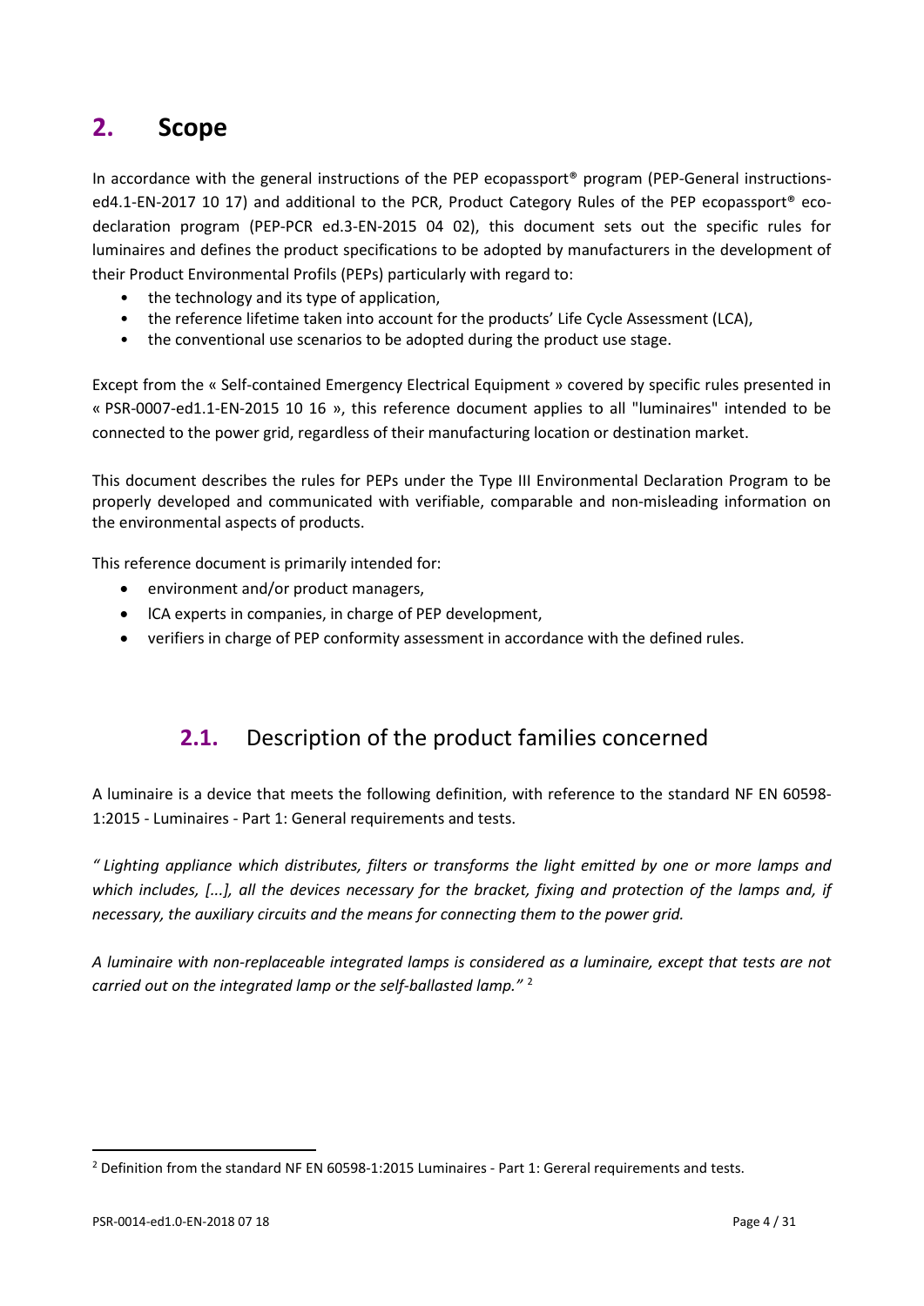# 2. Scope

In accordance with the general instructions of the PEP ecopassport® program (PEP-General instructions-ed4.1-EN-2017 10 17) and additional to the PCR, Product Category Rules of the PEP ecopassport® eco-declaration program (PEP-PCR ed.3-EN-2015 04 02), this document sets out the specific rules for luminaires and defines the product specifications to be adopted by manufacturers in the development of their Product Environmental Profils (PEPs) particularly with regard to:

- the technology and its type of application,
- the reference lifetime taken into account for the products' Life Cycle Assessment (LCA),
- the conventional use scenarios to be adopted during the product use stage.

Except from the « Self-contained Emergency Electrical Equipment » covered by specific rules presented in « PSR-0007-ed1.1-EN-2015 10 16 », this reference document applies to all "luminaires" intended to be connected to the power grid, regardless of their manufacturing location or destination market.

This document describes the rules for PEPs under the Type III Environmental Declaration Program to be properly developed and communicated with verifiable, comparable and non-misleading information on the environmental aspects of products.

This reference document is primarily intended for:

- environment and/or product managers,
- lCA experts in companies, in charge of PEP development,
- verifiers in charge of PEP conformity assessment in accordance with the defined rules.

## 2.1. Description of the product families concerned

A luminaire is a device that meets the following definition, with reference to the standard NF EN 60598-1:2015 - Luminaires - Part 1: General requirements and tests.

*" Lighting appliance which distributes, filters or transforms the light emitted by one or more lamps and which includes, [...], all the devices necessary for the bracket, fixing and protection of the lamps and, if necessary, the auxiliary circuits and the means for connecting them to the power grid.*

*A luminaire with non-replaceable integrated lamps is considered as a luminaire, except that tests are not carried out on the integrated lamp or the self-ballasted lamp."* [2]

[2] Definition from the standard NF EN 60598-1:2015 Luminaires - Part 1: Gereral requirements and tests.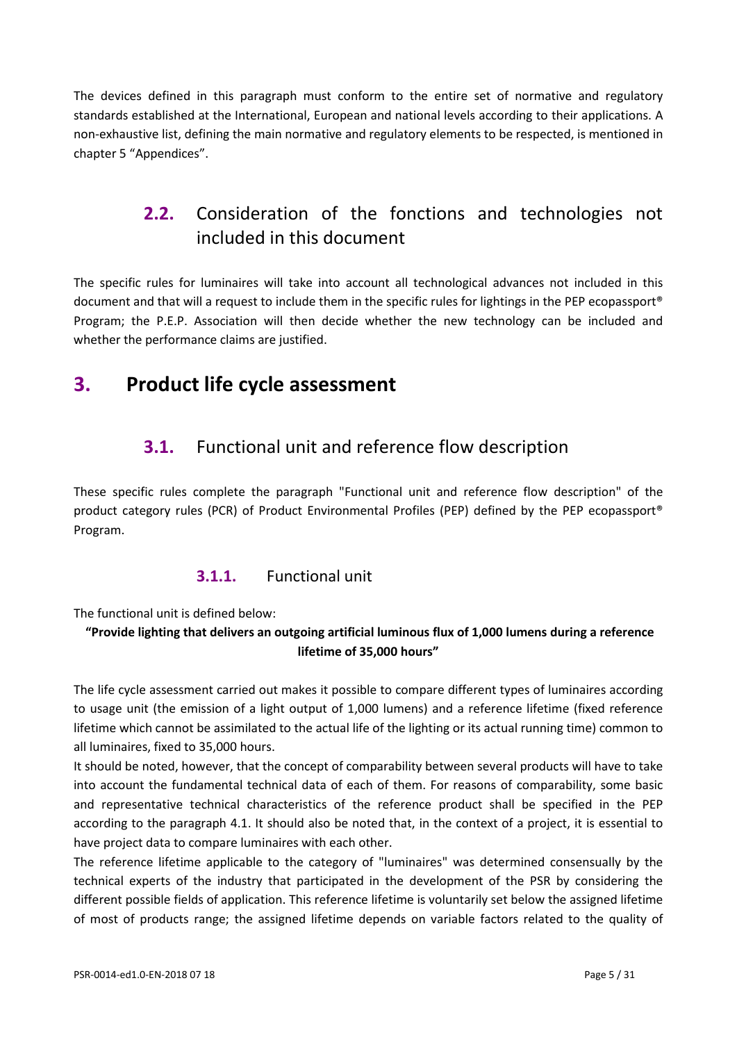The devices defined in this paragraph must conform to the entire set of normative and regulatory standards established at the International, European and national levels according to their applications. A non-exhaustive list, defining the main normative and regulatory elements to be respected, is mentioned in chapter 5 "Appendices".

## 2.2. Consideration of the fonctions and technologies not included in this document

The specific rules for luminaires will take into account all technological advances not included in this document and that will a request to include them in the specific rules for lightings in the PEP ecopassport® Program; the P.E.P. Association will then decide whether the new technology can be included and whether the performance claims are justified.

# 3. Product life cycle assessment

## 3.1. Functional unit and reference flow description

These specific rules complete the paragraph "Functional unit and reference flow description" of the product category rules (PCR) of Product Environmental Profiles (PEP) defined by the PEP ecopassport® Program.

### 3.1.1. Functional unit

The functional unit is defined below:

**"Provide lighting that delivers an outgoing artificial luminous flux of 1,000 lumens during a reference lifetime of 35,000 hours"**

The life cycle assessment carried out makes it possible to compare different types of luminaires according to usage unit (the emission of a light output of 1,000 lumens) and a reference lifetime (fixed reference lifetime which cannot be assimilated to the actual life of the lighting or its actual running time) common to all luminaires, fixed to 35,000 hours.

It should be noted, however, that the concept of comparability between several products will have to take into account the fundamental technical data of each of them. For reasons of comparability, some basic and representative technical characteristics of the reference product shall be specified in the PEP according to the paragraph 4.1. It should also be noted that, in the context of a project, it is essential to have project data to compare luminaires with each other.

The reference lifetime applicable to the category of "luminaires" was determined consensually by the technical experts of the industry that participated in the development of the PSR by considering the different possible fields of application. This reference lifetime is voluntarily set below the assigned lifetime of most of products range; the assigned lifetime depends on variable factors related to the quality of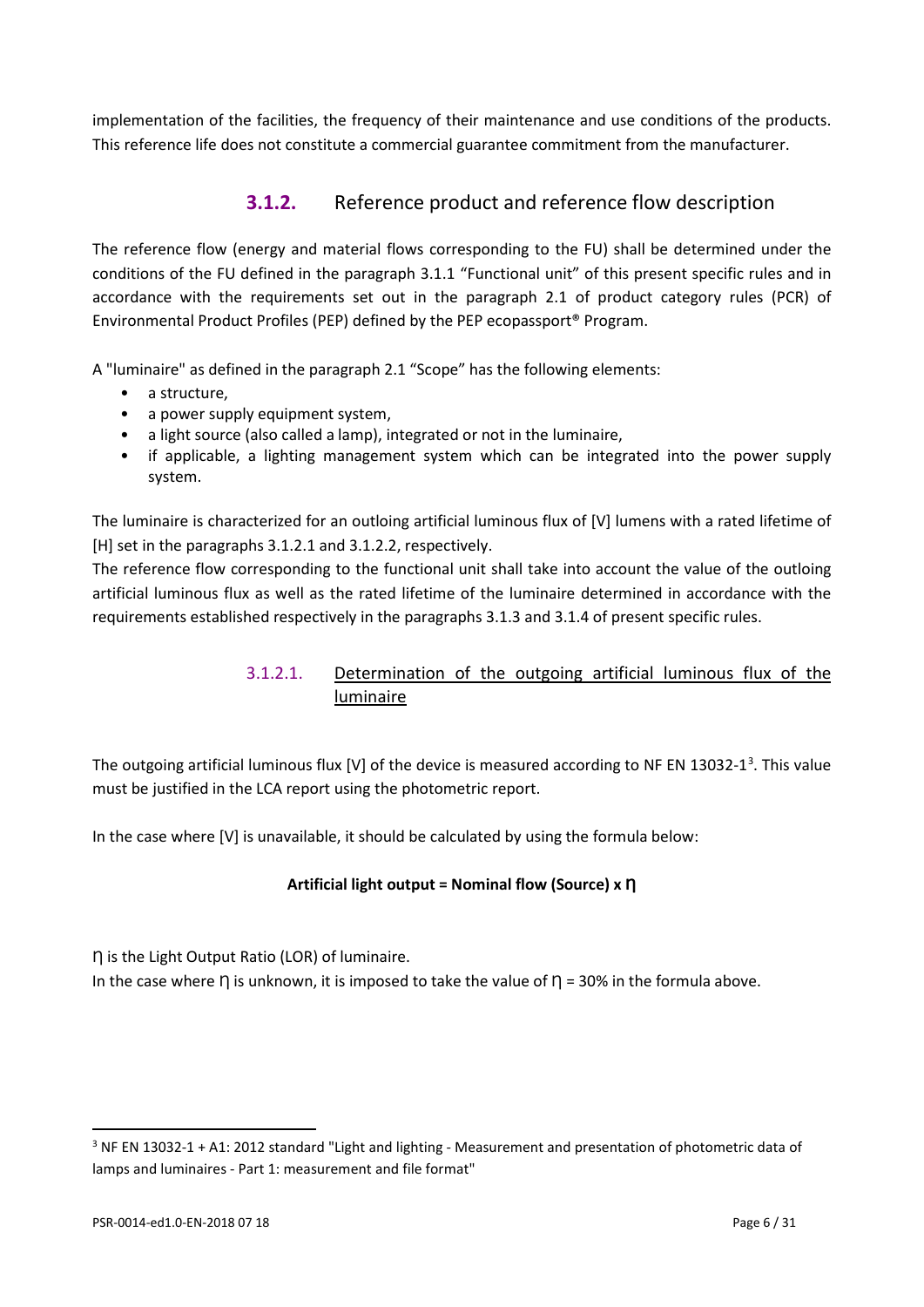implementation of the facilities, the frequency of their maintenance and use conditions of the products. This reference life does not constitute a commercial guarantee commitment from the manufacturer.

### 3.1.2. Reference product and reference flow description

The reference flow (energy and material flows corresponding to the FU) shall be determined under the conditions of the FU defined in the paragraph 3.1.1 "Functional unit" of this present specific rules and in accordance with the requirements set out in the paragraph 2.1 of product category rules (PCR) of Environmental Product Profiles (PEP) defined by the PEP ecopassport® Program.

A "luminaire" as defined in the paragraph 2.1 "Scope" has the following elements:

- a structure,
- a power supply equipment system,
- a light source (also called a lamp), integrated or not in the luminaire,
- if applicable, a lighting management system which can be integrated into the power supply system.

The luminaire is characterized for an outloing artificial luminous flux of [V] lumens with a rated lifetime of [H] set in the paragraphs 3.1.2.1 and 3.1.2.2, respectively.

The reference flow corresponding to the functional unit shall take into account the value of the outloing artificial luminous flux as well as the rated lifetime of the luminaire determined in accordance with the requirements established respectively in the paragraphs 3.1.3 and 3.1.4 of present specific rules.

#### 3.1.2.1. Determination of the outgoing artificial luminous flux of the luminaire

The outgoing artificial luminous flux [V] of the device is measured according to NF EN 13032-1[3]. This value must be justified in the LCA report using the photometric report.

In the case where [V] is unavailable, it should be calculated by using the formula below:

**Artificial light output = Nominal flow (Source) x Ƞ**

Ƞ is the Light Output Ratio (LOR) of luminaire.

In the case where Ƞ is unknown, it is imposed to take the value of Ƞ = 30% in the formula above.

---

[3] NF EN 13032-1 + A1: 2012 standard "Light and lighting - Measurement and presentation of photometric data of lamps and luminaires - Part 1: measurement and file format"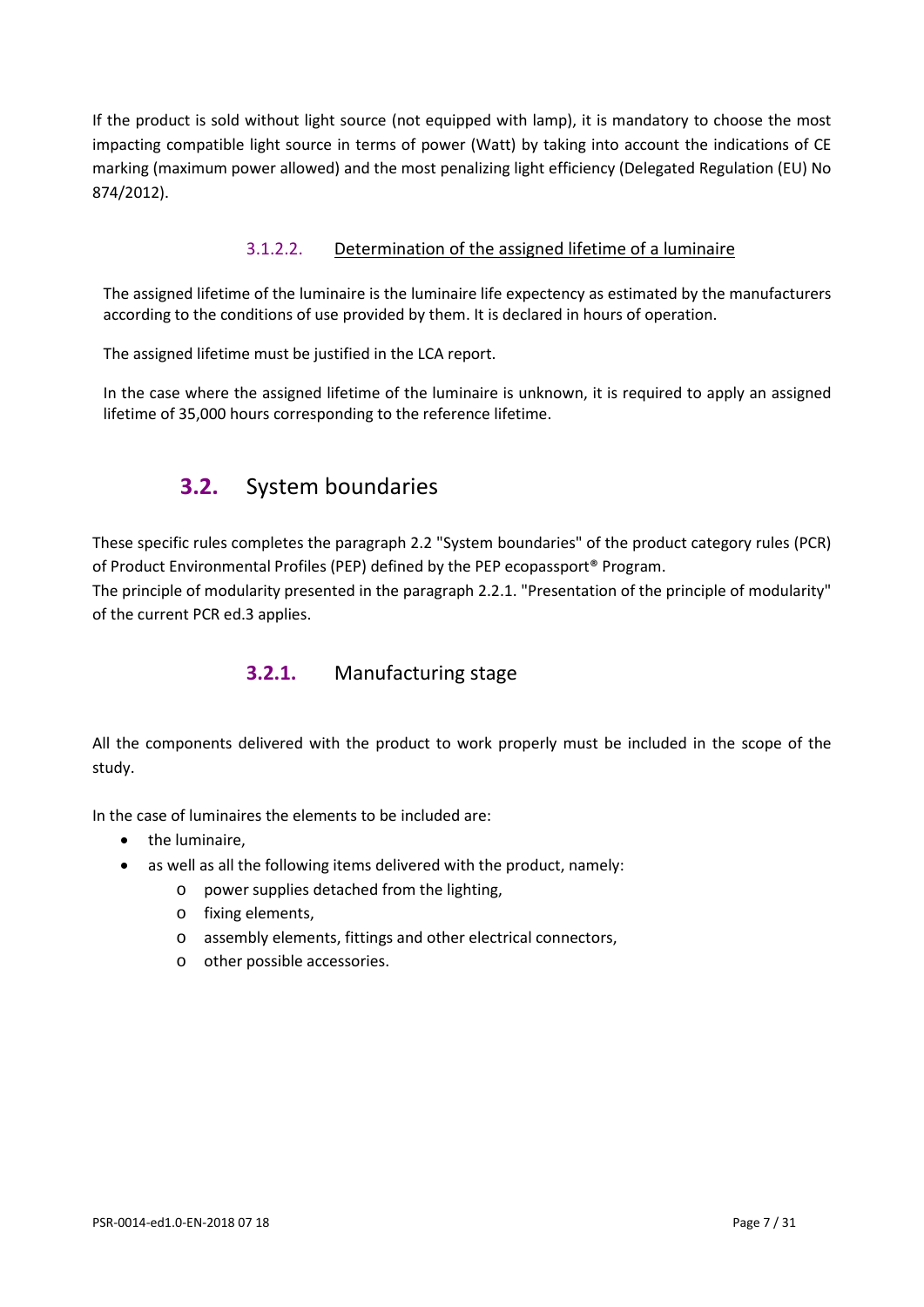If the product is sold without light source (not equipped with lamp), it is mandatory to choose the most impacting compatible light source in terms of power (Watt) by taking into account the indications of CE marking (maximum power allowed) and the most penalizing light efficiency (Delegated Regulation (EU) No 874/2012).

#### 3.1.2.2. Determination of the assigned lifetime of a luminaire

The assigned lifetime of the luminaire is the luminaire life expectancy as estimated by the manufacturers according to the conditions of use provided by them. It is declared in hours of operation.

The assigned lifetime must be justified in the LCA report.

In the case where the assigned lifetime of the luminaire is unknown, it is required to apply an assigned lifetime of 35,000 hours corresponding to the reference lifetime.

## 3.2. System boundaries

These specific rules completes the paragraph 2.2 "System boundaries" of the product category rules (PCR) of Product Environmental Profiles (PEP) defined by the PEP ecopassport® Program.
The principle of modularity presented in the paragraph 2.2.1. "Presentation of the principle of modularity" of the current PCR ed.3 applies.

### 3.2.1. Manufacturing stage

All the components delivered with the product to work properly must be included in the scope of the study.

In the case of luminaires the elements to be included are:

- the luminaire,
- as well as all the following items delivered with the product, namely:
  - power supplies detached from the lighting,
  - fixing elements,
  - assembly elements, fittings and other electrical connectors,
  - other possible accessories.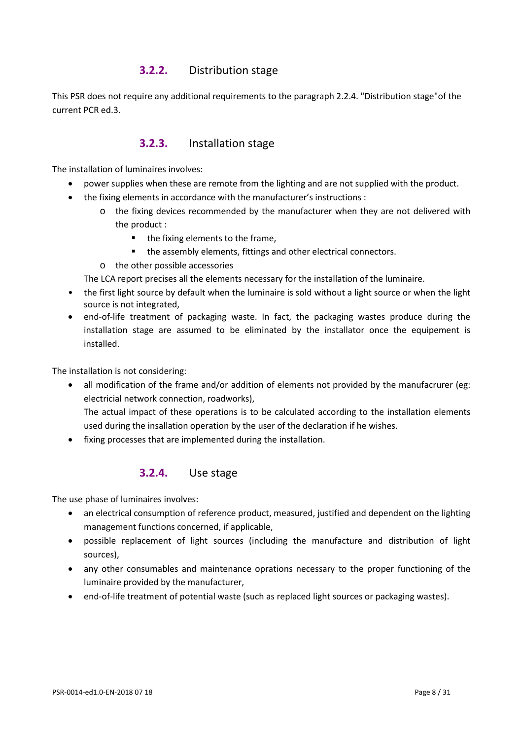### 3.2.2. Distribution stage

This PSR does not require any additional requirements to the paragraph 2.2.4. "Distribution stage"of the current PCR ed.3.

### 3.2.3. Installation stage

The installation of luminaires involves:

- power supplies when these are remote from the lighting and are not supplied with the product.
- the fixing elements in accordance with the manufacturer's instructions :
  - the fixing devices recommended by the manufacturer when they are not delivered with the product :
    - the fixing elements to the frame,
    - the assembly elements, fittings and other electrical connectors.
  - the other possible accessories

  The LCA report precises all the elements necessary for the installation of the luminaire.
- the first light source by default when the luminaire is sold without a light source or when the light source is not integrated,
- end-of-life treatment of packaging waste. In fact, the packaging wastes produce during the installation stage are assumed to be eliminated by the installator once the equipement is installed.

The installation is not considering:

- all modification of the frame and/or addition of elements not provided by the manufacrurer (eg: electricial network connection, roadworks),

  The actual impact of these operations is to be calculated according to the installation elements used during the insallation operation by the user of the declaration if he wishes.
- fixing processes that are implemented during the installation.

### 3.2.4. Use stage

The use phase of luminaires involves:

- an electrical consumption of reference product, measured, justified and dependent on the lighting management functions concerned, if applicable,
- possible replacement of light sources (including the manufacture and distribution of light sources),
- any other consumables and maintenance oprations necessary to the proper functioning of the luminaire provided by the manufacturer,
- end-of-life treatment of potential waste (such as replaced light sources or packaging wastes).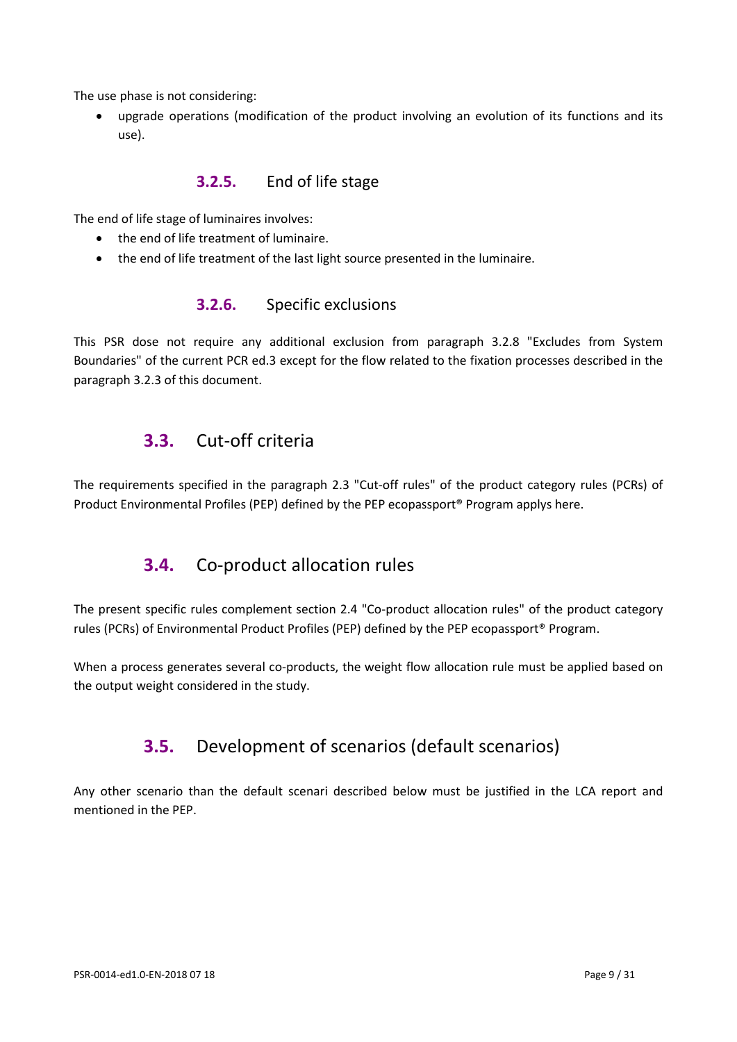The use phase is not considering:

- upgrade operations (modification of the product involving an evolution of its functions and its use).

### 3.2.5. End of life stage

The end of life stage of luminaires involves:

- the end of life treatment of luminaire.
- the end of life treatment of the last light source presented in the luminaire.

### 3.2.6. Specific exclusions

This PSR dose not require any additional exclusion from paragraph 3.2.8 "Excludes from System Boundaries" of the current PCR ed.3 except for the flow related to the fixation processes described in the paragraph 3.2.3 of this document.

## 3.3. Cut-off criteria

The requirements specified in the paragraph 2.3 "Cut-off rules" of the product category rules (PCRs) of Product Environmental Profiles (PEP) defined by the PEP ecopassport® Program applys here.

## 3.4. Co-product allocation rules

The present specific rules complement section 2.4 "Co-product allocation rules" of the product category rules (PCRs) of Environmental Product Profiles (PEP) defined by the PEP ecopassport® Program.

When a process generates several co-products, the weight flow allocation rule must be applied based on the output weight considered in the study.

## 3.5. Development of scenarios (default scenarios)

Any other scenario than the default scenari described below must be justified in the LCA report and mentioned in the PEP.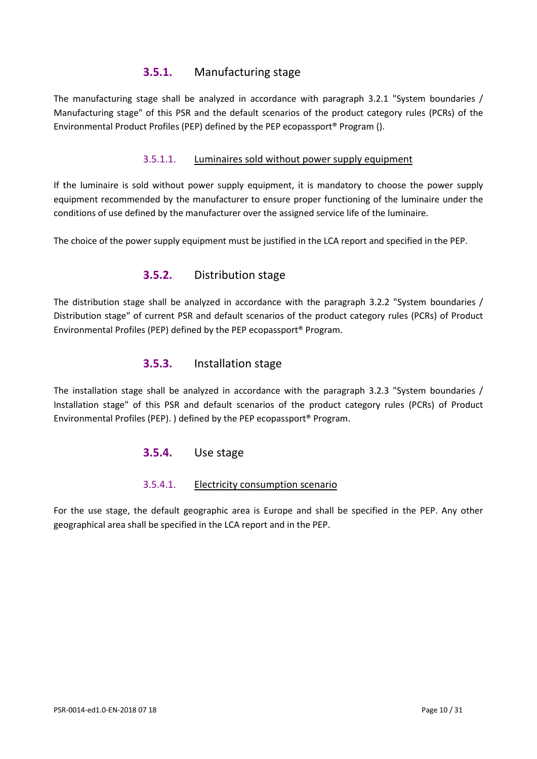### 3.5.1. Manufacturing stage

The manufacturing stage shall be analyzed in accordance with paragraph 3.2.1 "System boundaries / Manufacturing stage" of this PSR and the default scenarios of the product category rules (PCRs) of the Environmental Product Profiles (PEP) defined by the PEP ecopassport® Program ().

#### 3.5.1.1. Luminaires sold without power supply equipment

If the luminaire is sold without power supply equipment, it is mandatory to choose the power supply equipment recommended by the manufacturer to ensure proper functioning of the luminaire under the conditions of use defined by the manufacturer over the assigned service life of the luminaire.

The choice of the power supply equipment must be justified in the LCA report and specified in the PEP.

### 3.5.2. Distribution stage

The distribution stage shall be analyzed in accordance with the paragraph 3.2.2 "System boundaries / Distribution stage" of current PSR and default scenarios of the product category rules (PCRs) of Product Environmental Profiles (PEP) defined by the PEP ecopassport® Program.

### 3.5.3. Installation stage

The installation stage shall be analyzed in accordance with the paragraph 3.2.3 "System boundaries / Installation stage" of this PSR and default scenarios of the product category rules (PCRs) of Product Environmental Profiles (PEP). ) defined by the PEP ecopassport® Program.

### 3.5.4. Use stage

#### 3.5.4.1. Electricity consumption scenario

For the use stage, the default geographic area is Europe and shall be specified in the PEP. Any other geographical area shall be specified in the LCA report and in the PEP.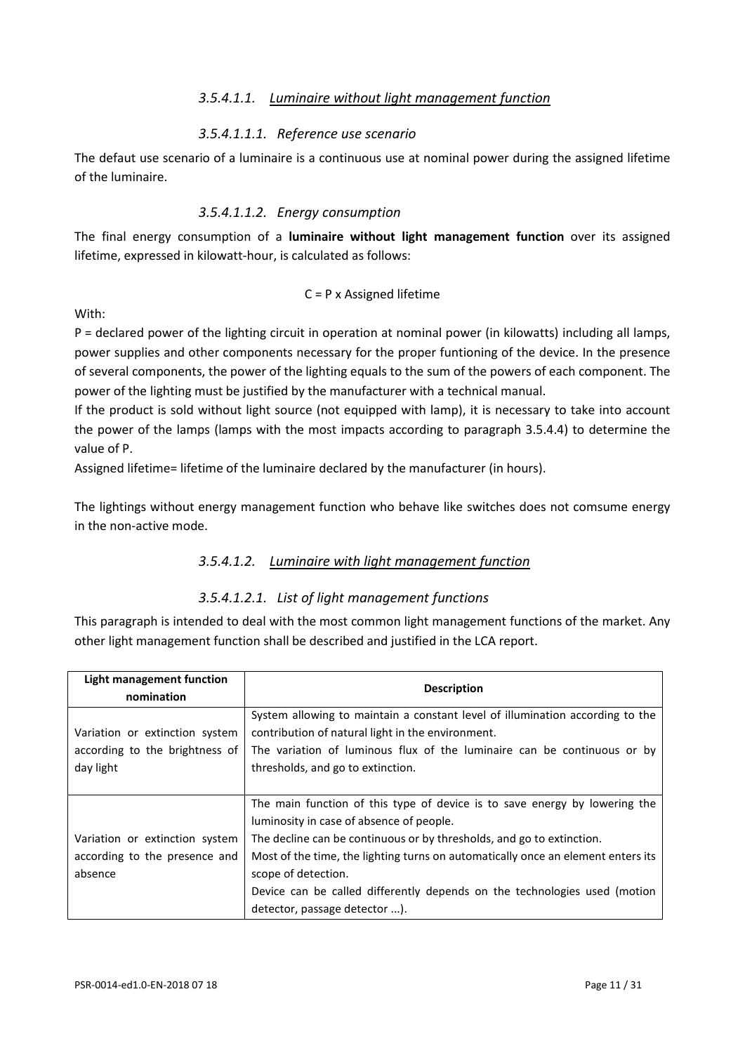### *3.5.4.1.1. Luminaire without light management function*

#### *3.5.4.1.1.1. Reference use scenario*

The defaut use scenario of a luminaire is a continuous use at nominal power during the assigned lifetime of the luminaire.

#### *3.5.4.1.1.2. Energy consumption*

The final energy consumption of a **luminaire without light management function** over its assigned lifetime, expressed in kilowatt-hour, is calculated as follows:

$$C = P \times \text{Assigned lifetime}$$

With:

P = declared power of the lighting circuit in operation at nominal power (in kilowatts) including all lamps, power supplies and other components necessary for the proper funtioning of the device. In the presence of several components, the power of the lighting equals to the sum of the powers of each component. The power of the lighting must be justified by the manufacturer with a technical manual.

If the product is sold without light source (not equipped with lamp), it is necessary to take into account the power of the lamps (lamps with the most impacts according to paragraph 3.5.4.4) to determine the value of P.

Assigned lifetime= lifetime of the luminaire declared by the manufacturer (in hours).

The lightings without energy management function who behave like switches does not comsume energy in the non-active mode.

### *3.5.4.1.2. Luminaire with light management function*

#### *3.5.4.1.2.1. List of light management functions*

This paragraph is intended to deal with the most common light management functions of the market. Any other light management function shall be described and justified in the LCA report.

| Light management function nomination | Description |
|---|---|
| Variation or extinction system according to the brightness of day light | System allowing to maintain a constant level of illumination according to the contribution of natural light in the environment.<br>The variation of luminous flux of the luminaire can be continuous or by thresholds, and go to extinction. |
| Variation or extinction system according to the presence and absence | The main function of this type of device is to save energy by lowering the luminosity in case of absence of people.<br>The decline can be continuous or by thresholds, and go to extinction.<br>Most of the time, the lighting turns on automatically once an element enters its scope of detection.<br>Device can be called differently depends on the technologies used (motion detector, passage detector ...). |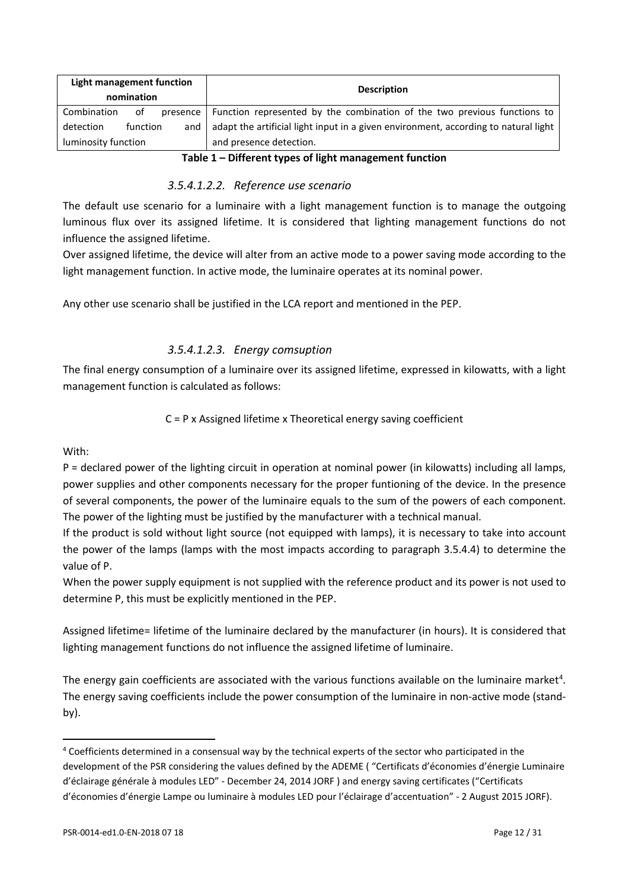| Light management function nomination | Description |
| --- | --- |
| Combination of presence detection function and luminosity function | Function represented by the combination of the two previous functions to adapt the artificial light input in a given environment, according to natural light and presence detection. |

**Table 1 – Different types of light management function**

#### *3.5.4.1.2.2. Reference use scenario*

The default use scenario for a luminaire with a light management function is to manage the outgoing luminous flux over its assigned lifetime. It is considered that lighting management functions do not influence the assigned lifetime.

Over assigned lifetime, the device will alter from an active mode to a power saving mode according to the light management function. In active mode, the luminaire operates at its nominal power.

Any other use scenario shall be justified in the LCA report and mentioned in the PEP.

#### *3.5.4.1.2.3. Energy comsuption*

The final energy consumption of a luminaire over its assigned lifetime, expressed in kilowatts, with a light management function is calculated as follows:

C = P x Assigned lifetime x Theoretical energy saving coefficient

With:

P = declared power of the lighting circuit in operation at nominal power (in kilowatts) including all lamps, power supplies and other components necessary for the proper funtioning of the device. In the presence of several components, the power of the luminaire equals to the sum of the powers of each component. The power of the lighting must be justified by the manufacturer with a technical manual.

If the product is sold without light source (not equipped with lamps), it is necessary to take into account the power of the lamps (lamps with the most impacts according to paragraph 3.5.4.4) to determine the value of P.

When the power supply equipment is not supplied with the reference product and its power is not used to determine P, this must be explicitly mentioned in the PEP.

Assigned lifetime= lifetime of the luminaire declared by the manufacturer (in hours). It is considered that lighting management functions do not influence the assigned lifetime of luminaire.

The energy gain coefficients are associated with the various functions available on the luminaire market[4]. The energy saving coefficients include the power consumption of the luminaire in non-active mode (stand-by).

[4] Coefficients determined in a consensual way by the technical experts of the sector who participated in the development of the PSR considering the values defined by the ADEME ( "Certificats d'économies d'énergie Luminaire d'éclairage générale à modules LED" - December 24, 2014 JORF ) and energy saving certificates ("Certificats d'économies d'énergie Lampe ou luminaire à modules LED pour l'éclairage d'accentuation" - 2 August 2015 JORF).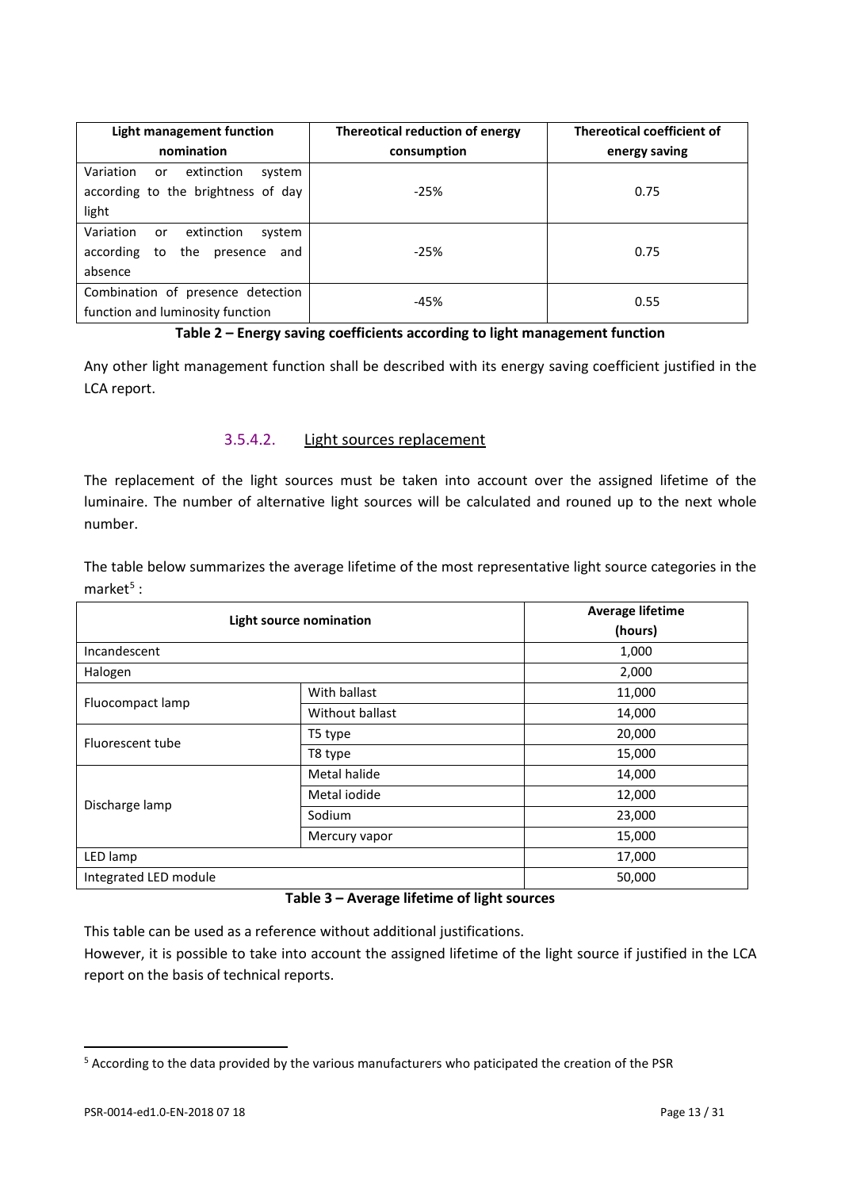| Light management function nomination | Thereotical reduction of energy consumption | Thereotical coefficient of energy saving |
|---|---|---|
| Variation or extinction system according to the brightness of day light | -25% | 0.75 |
| Variation or extinction system according to the presence and absence | -25% | 0.75 |
| Combination of presence detection function and luminosity function | -45% | 0.55 |

**Table 2 – Energy saving coefficients according to light management function**

Any other light management function shall be described with its energy saving coefficient justified in the LCA report.

#### 3.5.4.2. Light sources replacement

The replacement of the light sources must be taken into account over the assigned lifetime of the luminaire. The number of alternative light sources will be calculated and rouned up to the next whole number.

The table below summarizes the average lifetime of the most representative light source categories in the market[5] :

| Light source nomination | | Average lifetime (hours) |
|---|---|---|
| Incandescent | | 1,000 |
| Halogen | | 2,000 |
| Fluocompact lamp | With ballast | 11,000 |
| | Without ballast | 14,000 |
| Fluorescent tube | T5 type | 20,000 |
| | T8 type | 15,000 |
| Discharge lamp | Metal halide | 14,000 |
| | Metal iodide | 12,000 |
| | Sodium | 23,000 |
| | Mercury vapor | 15,000 |
| LED lamp | | 17,000 |
| Integrated LED module | | 50,000 |

**Table 3 – Average lifetime of light sources**

This table can be used as a reference without additional justifications.
However, it is possible to take into account the assigned lifetime of the light source if justified in the LCA report on the basis of technical reports.

[5] According to the data provided by the various manufacturers who paticipated the creation of the PSR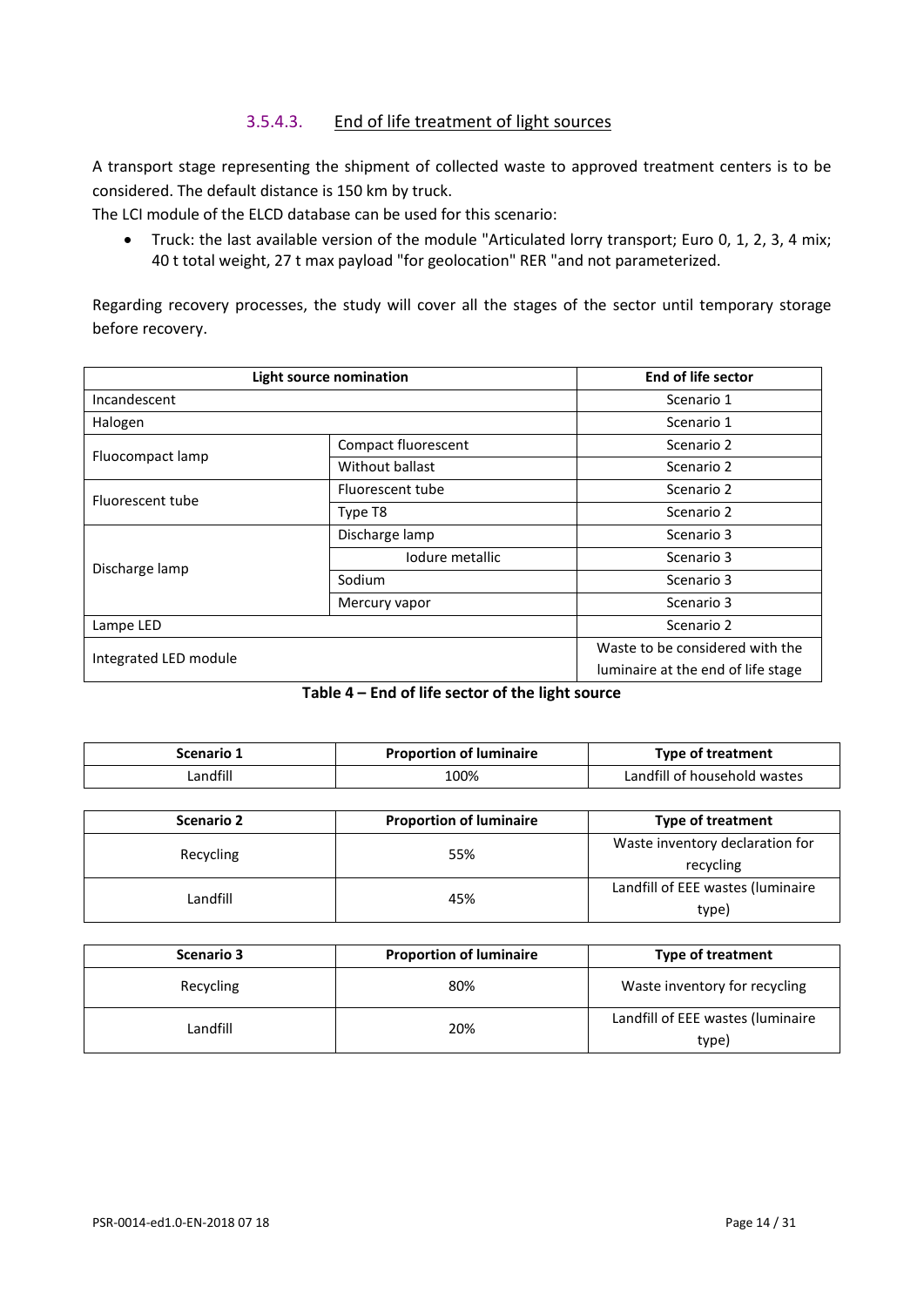#### 3.5.4.3. End of life treatment of light sources

A transport stage representing the shipment of collected waste to approved treatment centers is to be considered. The default distance is 150 km by truck.

The LCI module of the ELCD database can be used for this scenario:

- Truck: the last available version of the module "Articulated lorry transport; Euro 0, 1, 2, 3, 4 mix; 40 t total weight, 27 t max payload "for geolocation" RER "and not parameterized.

Regarding recovery processes, the study will cover all the stages of the sector until temporary storage before recovery.

| Light source nomination | | End of life sector |
|---|---|---|
| Incandescent | | Scenario 1 |
| Halogen | | Scenario 1 |
| Fluocompact lamp | Compact fluorescent | Scenario 2 |
| | Without ballast | Scenario 2 |
| Fluorescent tube | Fluorescent tube | Scenario 2 |
| | Type T8 | Scenario 2 |
| Discharge lamp | Discharge lamp | Scenario 3 |
| | Iodure metallic | Scenario 3 |
| | Sodium | Scenario 3 |
| | Mercury vapor | Scenario 3 |
| Lampe LED | | Scenario 2 |
| Integrated LED module | | Waste to be considered with the luminaire at the end of life stage |

**Table 4 – End of life sector of the light source**

| Scenario 1 | Proportion of luminaire | Type of treatment |
|---|---|---|
| Landfill | 100% | Landfill of household wastes |

| Scenario 2 | Proportion of luminaire | Type of treatment |
|---|---|---|
| Recycling | 55% | Waste inventory declaration for recycling |
| Landfill | 45% | Landfill of EEE wastes (luminaire type) |

| Scenario 3 | Proportion of luminaire | Type of treatment |
|---|---|---|
| Recycling | 80% | Waste inventory for recycling |
| Landfill | 20% | Landfill of EEE wastes (luminaire type) |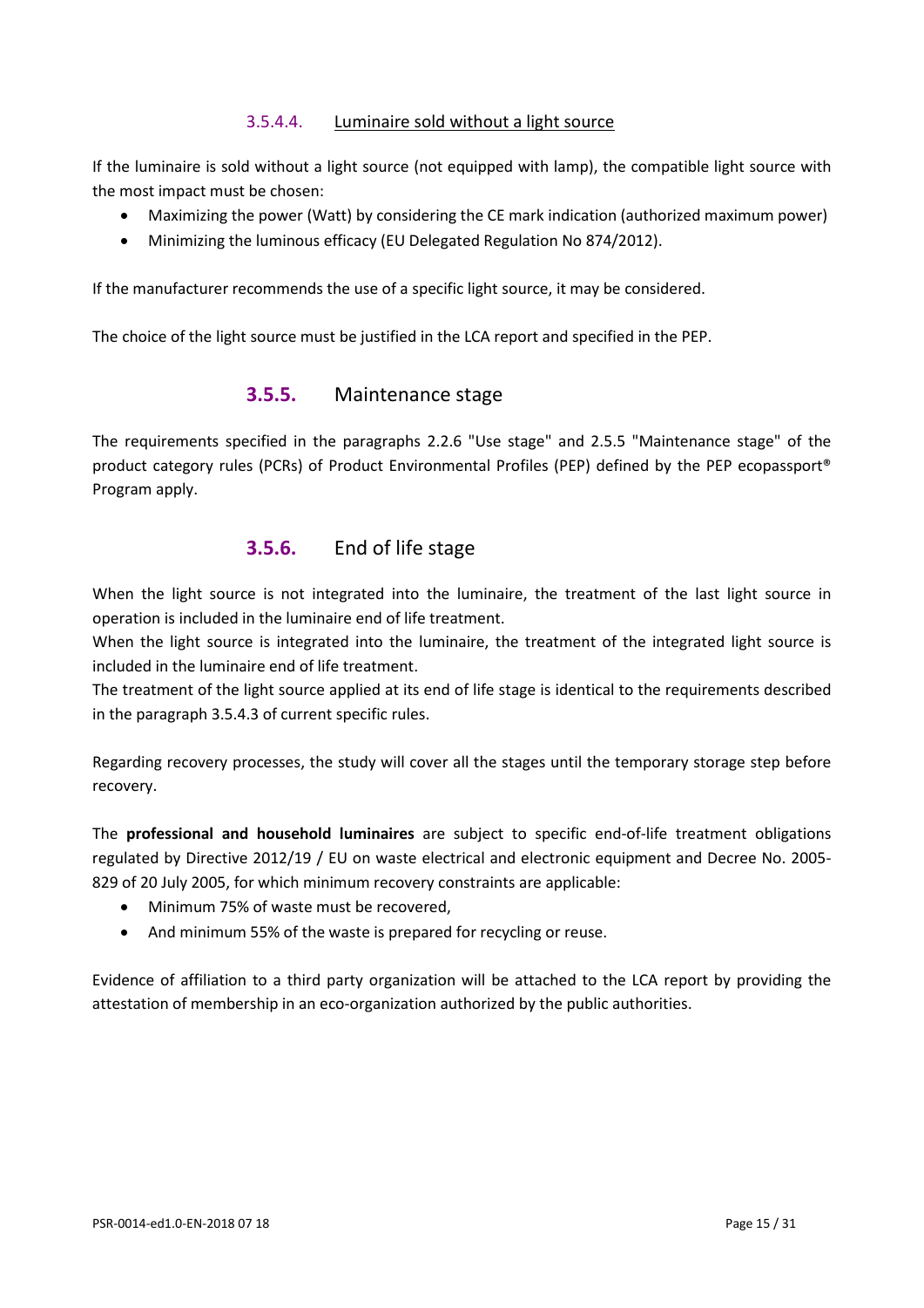#### 3.5.4.4. Luminaire sold without a light source

If the luminaire is sold without a light source (not equipped with lamp), the compatible light source with the most impact must be chosen:

- Maximizing the power (Watt) by considering the CE mark indication (authorized maximum power)
- Minimizing the luminous efficacy (EU Delegated Regulation No 874/2012).

If the manufacturer recommends the use of a specific light source, it may be considered.

The choice of the light source must be justified in the LCA report and specified in the PEP.

### 3.5.5. Maintenance stage

The requirements specified in the paragraphs 2.2.6 "Use stage" and 2.5.5 "Maintenance stage" of the product category rules (PCRs) of Product Environmental Profiles (PEP) defined by the PEP ecopassport® Program apply.

### 3.5.6. End of life stage

When the light source is not integrated into the luminaire, the treatment of the last light source in operation is included in the luminaire end of life treatment.
When the light source is integrated into the luminaire, the treatment of the integrated light source is included in the luminaire end of life treatment.
The treatment of the light source applied at its end of life stage is identical to the requirements described in the paragraph 3.5.4.3 of current specific rules.

Regarding recovery processes, the study will cover all the stages until the temporary storage step before recovery.

The **professional and household luminaires** are subject to specific end-of-life treatment obligations regulated by Directive 2012/19 / EU on waste electrical and electronic equipment and Decree No. 2005-829 of 20 July 2005, for which minimum recovery constraints are applicable:

- Minimum 75% of waste must be recovered,
- And minimum 55% of the waste is prepared for recycling or reuse.

Evidence of affiliation to a third party organization will be attached to the LCA report by providing the attestation of membership in an eco-organization authorized by the public authorities.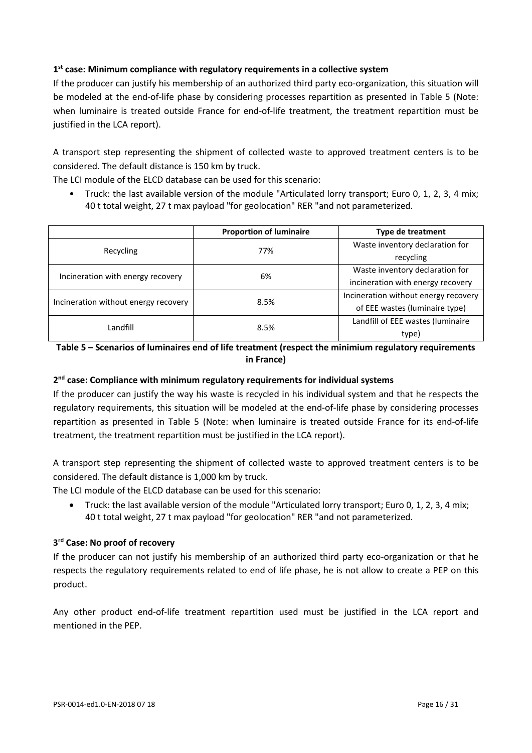**1[st] case: Minimum compliance with regulatory requirements in a collective system**

If the producer can justify his membership of an authorized third party eco-organization, this situation will be modeled at the end-of-life phase by considering processes repartition as presented in Table 5 (Note: when luminaire is treated outside France for end-of-life treatment, the treatment repartition must be justified in the LCA report).

A transport step representing the shipment of collected waste to approved treatment centers is to be considered. The default distance is 150 km by truck.

The LCI module of the ELCD database can be used for this scenario:

- Truck: the last available version of the module "Articulated lorry transport; Euro 0, 1, 2, 3, 4 mix; 40 t total weight, 27 t max payload "for geolocation" RER "and not parameterized.

| | Proportion of luminaire | Type de treatment |
|---|---|---|
| Recycling | 77% | Waste inventory declaration for recycling |
| Incineration with energy recovery | 6% | Waste inventory declaration for incineration with energy recovery |
| Incineration without energy recovery | 8.5% | Incineration without energy recovery of EEE wastes (luminaire type) |
| Landfill | 8.5% | Landfill of EEE wastes (luminaire type) |

**Table 5 – Scenarios of luminaires end of life treatment (respect the minimium regulatory requirements in France)**

**2[nd] case: Compliance with minimum regulatory requirements for individual systems**

If the producer can justify the way his waste is recycled in his individual system and that he respects the regulatory requirements, this situation will be modeled at the end-of-life phase by considering processes repartition as presented in Table 5 (Note: when luminaire is treated outside France for its end-of-life treatment, the treatment repartition must be justified in the LCA report).

A transport step representing the shipment of collected waste to approved treatment centers is to be considered. The default distance is 1,000 km by truck.

The LCI module of the ELCD database can be used for this scenario:

- Truck: the last available version of the module "Articulated lorry transport; Euro 0, 1, 2, 3, 4 mix; 40 t total weight, 27 t max payload "for geolocation" RER "and not parameterized.

**3[rd] Case: No proof of recovery**

If the producer can not justify his membership of an authorized third party eco-organization or that he respects the regulatory requirements related to end of life phase, he is not allow to create a PEP on this product.

Any other product end-of-life treatment repartition used must be justified in the LCA report and mentioned in the PEP.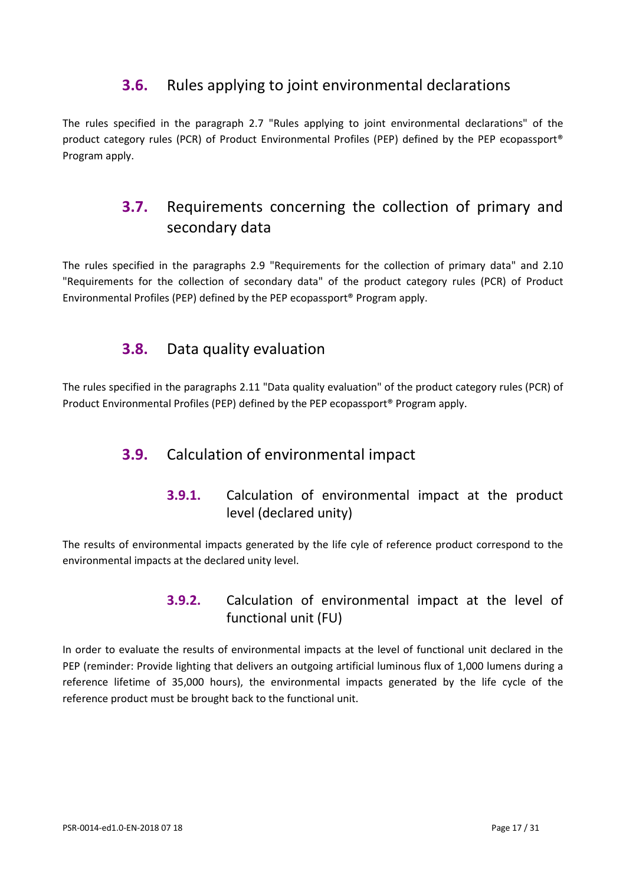## 3.6. Rules applying to joint environmental declarations

The rules specified in the paragraph 2.7 "Rules applying to joint environmental declarations" of the product category rules (PCR) of Product Environmental Profiles (PEP) defined by the PEP ecopassport® Program apply.

## 3.7. Requirements concerning the collection of primary and secondary data

The rules specified in the paragraphs 2.9 "Requirements for the collection of primary data" and 2.10 "Requirements for the collection of secondary data" of the product category rules (PCR) of Product Environmental Profiles (PEP) defined by the PEP ecopassport® Program apply.

## 3.8. Data quality evaluation

The rules specified in the paragraphs 2.11 "Data quality evaluation" of the product category rules (PCR) of Product Environmental Profiles (PEP) defined by the PEP ecopassport® Program apply.

## 3.9. Calculation of environmental impact

### 3.9.1. Calculation of environmental impact at the product level (declared unity)

The results of environmental impacts generated by the life cyle of reference product correspond to the environmental impacts at the declared unity level.

### 3.9.2. Calculation of environmental impact at the level of functional unit (FU)

In order to evaluate the results of environmental impacts at the level of functional unit declared in the PEP (reminder: Provide lighting that delivers an outgoing artificial luminous flux of 1,000 lumens during a reference lifetime of 35,000 hours), the environmental impacts generated by the life cycle of the reference product must be brought back to the functional unit.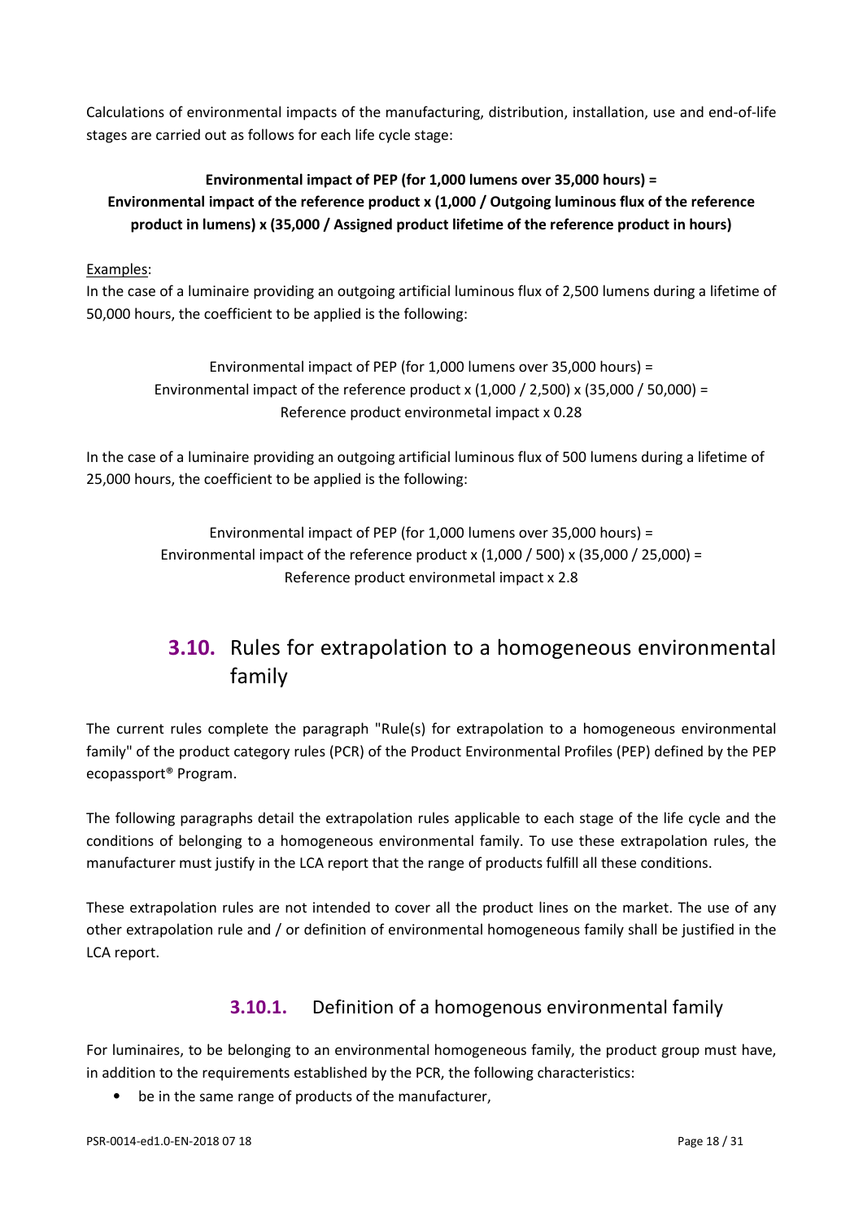Calculations of environmental impacts of the manufacturing, distribution, installation, use and end-of-life stages are carried out as follows for each life cycle stage:

**Environmental impact of PEP (for 1,000 lumens over 35,000 hours) = Environmental impact of the reference product x (1,000 / Outgoing luminous flux of the reference product in lumens) x (35,000 / Assigned product lifetime of the reference product in hours)**

Examples:

In the case of a luminaire providing an outgoing artificial luminous flux of 2,500 lumens during a lifetime of 50,000 hours, the coefficient to be applied is the following:

Environmental impact of PEP (for 1,000 lumens over 35,000 hours) =
Environmental impact of the reference product x (1,000 / 2,500) x (35,000 / 50,000) =
Reference product environmetal impact x 0.28

In the case of a luminaire providing an outgoing artificial luminous flux of 500 lumens during a lifetime of 25,000 hours, the coefficient to be applied is the following:

Environmental impact of PEP (for 1,000 lumens over 35,000 hours) =
Environmental impact of the reference product x (1,000 / 500) x (35,000 / 25,000) =
Reference product environmetal impact x 2.8

## 3.10. Rules for extrapolation to a homogeneous environmental family

The current rules complete the paragraph "Rule(s) for extrapolation to a homogeneous environmental family" of the product category rules (PCR) of the Product Environmental Profiles (PEP) defined by the PEP ecopassport® Program.

The following paragraphs detail the extrapolation rules applicable to each stage of the life cycle and the conditions of belonging to a homogeneous environmental family. To use these extrapolation rules, the manufacturer must justify in the LCA report that the range of products fulfill all these conditions.

These extrapolation rules are not intended to cover all the product lines on the market. The use of any other extrapolation rule and / or definition of environmental homogeneous family shall be justified in the LCA report.

### 3.10.1. Definition of a homogenous environmental family

For luminaires, to be belonging to an environmental homogeneous family, the product group must have, in addition to the requirements established by the PCR, the following characteristics:

- be in the same range of products of the manufacturer,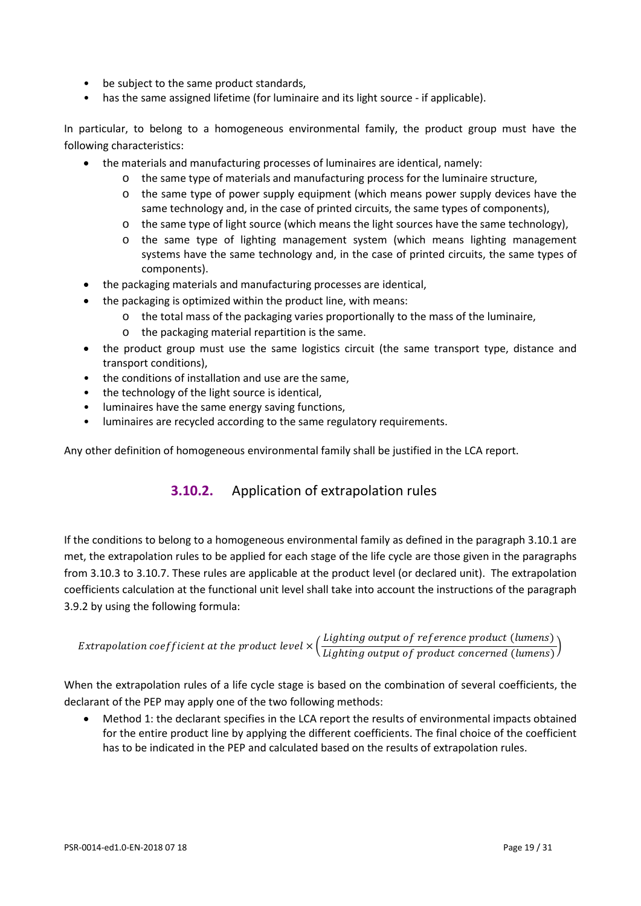- be subject to the same product standards,
- has the same assigned lifetime (for luminaire and its light source - if applicable).

In particular, to belong to a homogeneous environmental family, the product group must have the following characteristics:

- the materials and manufacturing processes of luminaires are identical, namely:
    - the same type of materials and manufacturing process for the luminaire structure,
    - the same type of power supply equipment (which means power supply devices have the same technology and, in the case of printed circuits, the same types of components),
    - the same type of light source (which means the light sources have the same technology),
    - the same type of lighting management system (which means lighting management systems have the same technology and, in the case of printed circuits, the same types of components).
- the packaging materials and manufacturing processes are identical,
- the packaging is optimized within the product line, with means:
    - the total mass of the packaging varies proportionally to the mass of the luminaire,
    - the packaging material repartition is the same.
- the product group must use the same logistics circuit (the same transport type, distance and transport conditions),
- the conditions of installation and use are the same,
- the technology of the light source is identical,
- luminaires have the same energy saving functions,
- luminaires are recycled according to the same regulatory requirements.

Any other definition of homogeneous environmental family shall be justified in the LCA report.

### 3.10.2. Application of extrapolation rules

If the conditions to belong to a homogeneous environmental family as defined in the paragraph 3.10.1 are met, the extrapolation rules to be applied for each stage of the life cycle are those given in the paragraphs from 3.10.3 to 3.10.7. These rules are applicable at the product level (or declared unit). The extrapolation coefficients calculation at the functional unit level shall take into account the instructions of the paragraph 3.9.2 by using the following formula:

$$Extrapolation\ coefficient\ at\ the\ product\ level \times \left(\frac{Lighting\ output\ of\ reference\ product\ (lumens)}{Lighting\ output\ of\ product\ concerned\ (lumens)}\right)$$

When the extrapolation rules of a life cycle stage is based on the combination of several coefficients, the declarant of the PEP may apply one of the two following methods:

- Method 1: the declarant specifies in the LCA report the results of environmental impacts obtained for the entire product line by applying the different coefficients. The final choice of the coefficient has to be indicated in the PEP and calculated based on the results of extrapolation rules.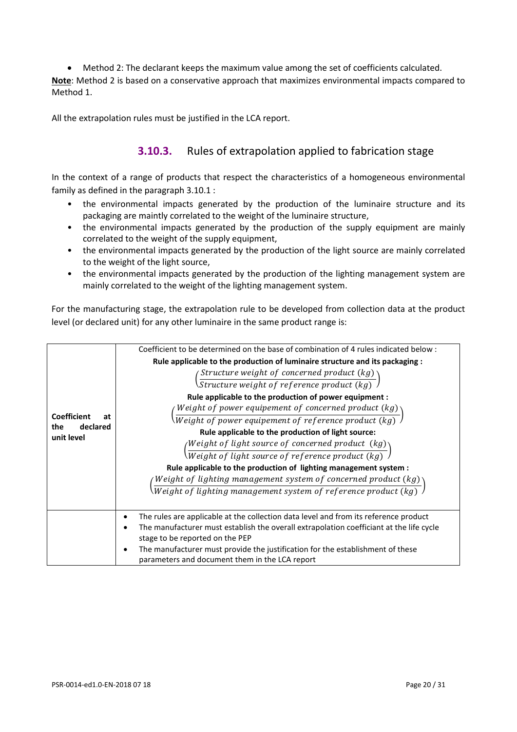- Method 2: The declarant keeps the maximum value among the set of coefficients calculated.

**Note**: Method 2 is based on a conservative approach that maximizes environmental impacts compared to Method 1.

All the extrapolation rules must be justified in the LCA report.

### 3.10.3. Rules of extrapolation applied to fabrication stage

In the context of a range of products that respect the characteristics of a homogeneous environmental family as defined in the paragraph 3.10.1 :

- the environmental impacts generated by the production of the luminaire structure and its packaging are maintly correlated to the weight of the luminaire structure,
- the environmental impacts generated by the production of the supply equipment are mainly correlated to the weight of the supply equipment,
- the environmental impacts generated by the production of the light source are mainly correlated to the weight of the light source,
- the environmental impacts generated by the production of the lighting management system are mainly correlated to the weight of the lighting management system.

For the manufacturing stage, the extrapolation rule to be developed from collection data at the product level (or declared unit) for any other luminaire in the same product range is:

| | |
|---|---|
| **Coefficient at the declared unit level** | Coefficient to be determined on the base of combination of 4 rules indicated below :<br>**Rule applicable to the production of luminaire structure and its packaging :**<br>$\left(\frac{Structure\ weight\ of\ concerned\ product\ (kg)}{Structure\ weight\ of\ reference\ product\ (kg)}\right)$<br>**Rule applicable to the production of power equipment :**<br>$\left(\frac{Weight\ of\ power\ equipement\ of\ concerned\ product\ (kg)}{Weight\ of\ power\ equipement\ of\ reference\ product\ (kg)}\right)$<br>**Rule applicable to the production of light source:**<br>$\left(\frac{Weight\ of\ light\ source\ of\ concerned\ product\ \ (kg)}{Weight\ of\ light\ source\ of\ reference\ product\ (kg)}\right)$<br>**Rule applicable to the production of lighting management system :**<br>$\left(\frac{Weight\ of\ lighting\ management\ system\ of\ concerned\ product\ (kg)}{Weight\ of\ lighting\ management\ system\ of\ reference\ product\ (kg)}\right)$ |
| | • The rules are applicable at the collection data level and from its reference product<br>• The manufacturer must establish the overall extrapolation coefficiant at the life cycle stage to be reported on the PEP<br>• The manufacturer must provide the justification for the establishment of these parameters and document them in the LCA report |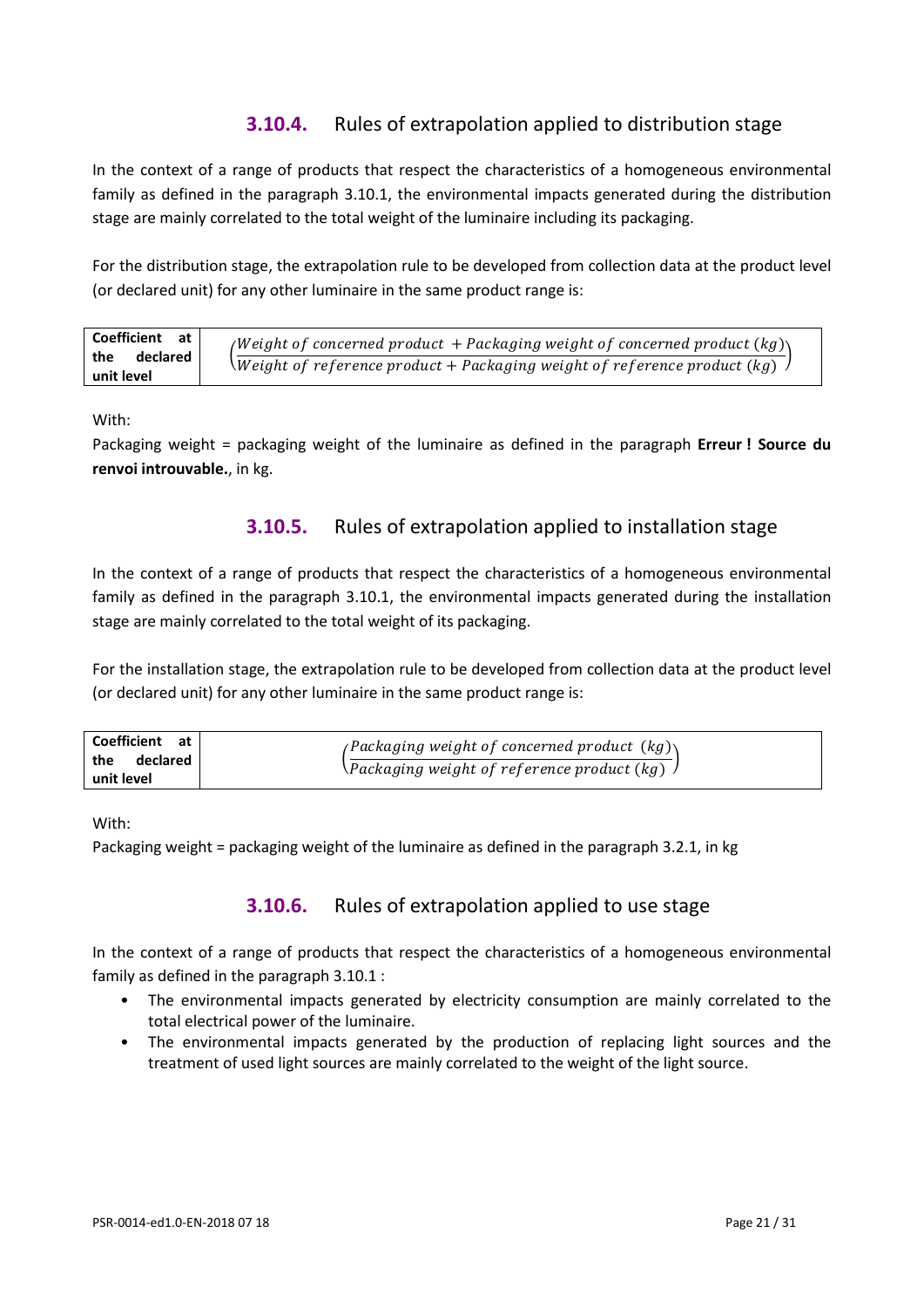### 3.10.4. Rules of extrapolation applied to distribution stage

In the context of a range of products that respect the characteristics of a homogeneous environmental family as defined in the paragraph 3.10.1, the environmental impacts generated during the distribution stage are mainly correlated to the total weight of the luminaire including its packaging.

For the distribution stage, the extrapolation rule to be developed from collection data at the product level (or declared unit) for any other luminaire in the same product range is:

| | |
|---|---|
| **Coefficient at the declared unit level** | $\left(\frac{Weight\ of\ concerned\ product\ + Packaging\ weight\ of\ concerned\ product\ (kg)}{Weight\ of\ reference\ product + Packaging\ weight\ of\ reference\ product\ (kg)}\right)$ |

With:

Packaging weight = packaging weight of the luminaire as defined in the paragraph **Erreur ! Source du renvoi introuvable.**, in kg.

### 3.10.5. Rules of extrapolation applied to installation stage

In the context of a range of products that respect the characteristics of a homogeneous environmental family as defined in the paragraph 3.10.1, the environmental impacts generated during the installation stage are mainly correlated to the total weight of its packaging.

For the installation stage, the extrapolation rule to be developed from collection data at the product level (or declared unit) for any other luminaire in the same product range is:

| | |
|---|---|
| **Coefficient at the declared unit level** | $\left(\frac{Packaging\ weight\ of\ concerned\ product\ \ (kg)}{Packaging\ weight\ of\ reference\ product\ (kg)}\right)$ |

With:

Packaging weight = packaging weight of the luminaire as defined in the paragraph 3.2.1, in kg

### 3.10.6. Rules of extrapolation applied to use stage

In the context of a range of products that respect the characteristics of a homogeneous environmental family as defined in the paragraph 3.10.1 :

- The environmental impacts generated by electricity consumption are mainly correlated to the total electrical power of the luminaire.
- The environmental impacts generated by the production of replacing light sources and the treatment of used light sources are mainly correlated to the weight of the light source.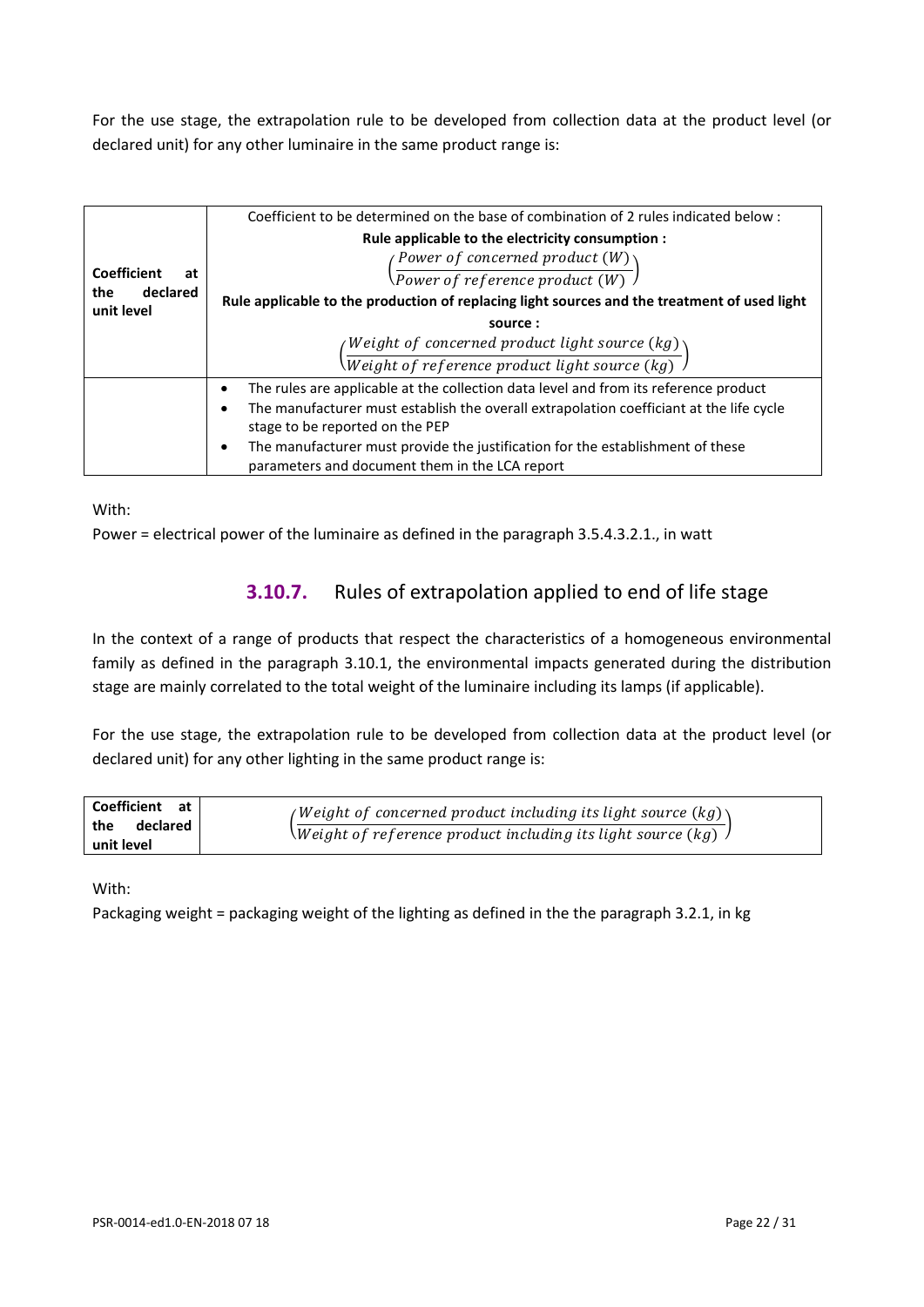For the use stage, the extrapolation rule to be developed from collection data at the product level (or declared unit) for any other luminaire in the same product range is:

| | |
|---|---|
| **Coefficient at the declared unit level** | Coefficient to be determined on the base of combination of 2 rules indicated below :<br>**Rule applicable to the electricity consumption :**<br>$\left(\frac{Power\ of\ concerned\ product\ (W)}{Power\ of\ reference\ product\ (W)}\right)$<br>**Rule applicable to the production of replacing light sources and the treatment of used light source :**<br>$\left(\frac{Weight\ of\ concerned\ product\ light\ source\ (kg)}{Weight\ of\ reference\ product\ light\ source\ (kg)}\right)$ |
| | • The rules are applicable at the collection data level and from its reference product<br>• The manufacturer must establish the overall extrapolation coefficiant at the life cycle stage to be reported on the PEP<br>• The manufacturer must provide the justification for the establishment of these parameters and document them in the LCA report |

With:

Power = electrical power of the luminaire as defined in the paragraph 3.5.4.3.2.1., in watt

### 3.10.7. Rules of extrapolation applied to end of life stage

In the context of a range of products that respect the characteristics of a homogeneous environmental family as defined in the paragraph 3.10.1, the environmental impacts generated during the distribution stage are mainly correlated to the total weight of the luminaire including its lamps (if applicable).

For the use stage, the extrapolation rule to be developed from collection data at the product level (or declared unit) for any other lighting in the same product range is:

| | |
|---|---|
| **Coefficient at the declared unit level** | $\left(\frac{Weight\ of\ concerned\ product\ including\ its\ light\ source\ (kg)}{Weight\ of\ reference\ product\ including\ its\ light\ source\ (kg)}\right)$ |

With:

Packaging weight = packaging weight of the lighting as defined in the the paragraph 3.2.1, in kg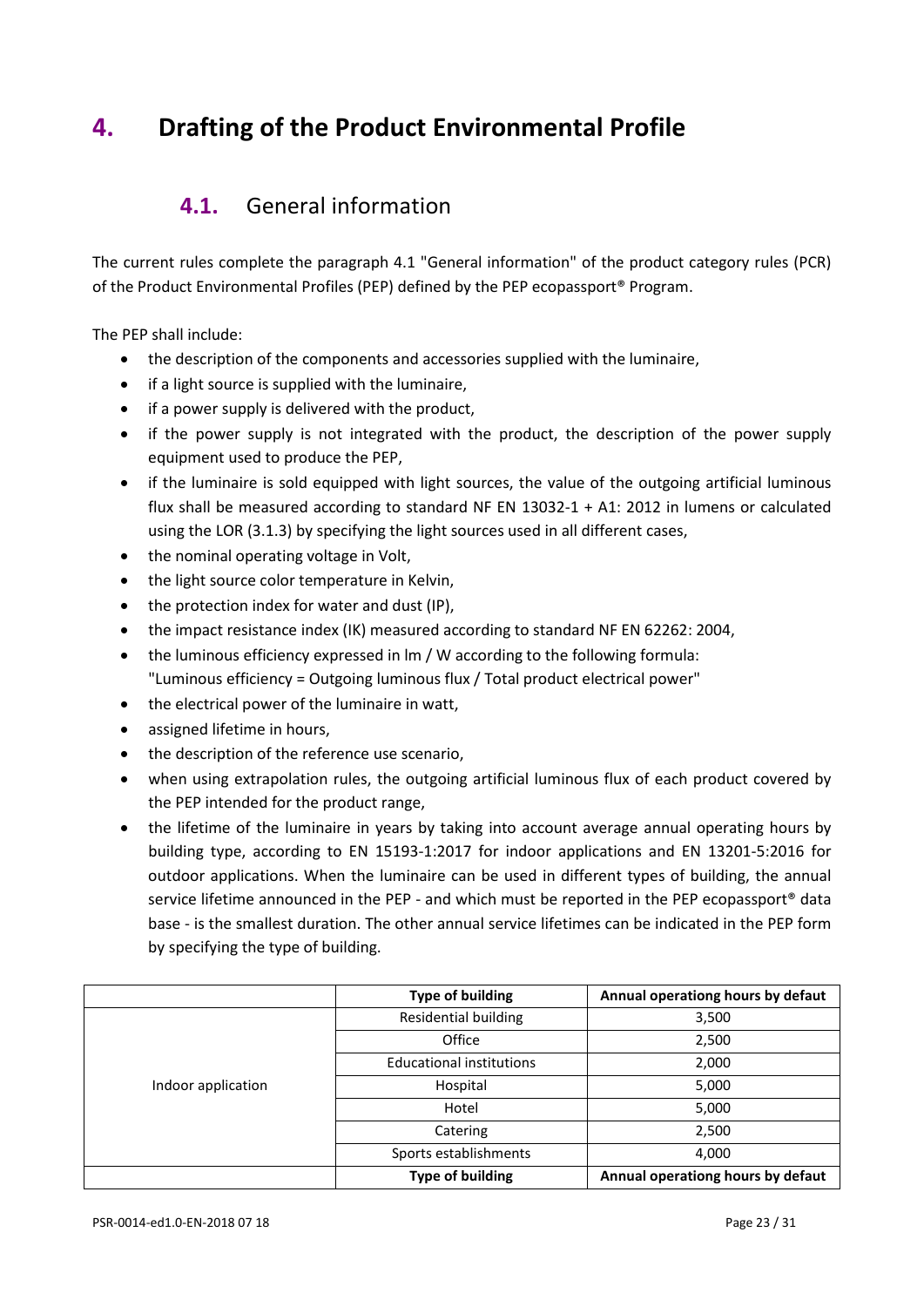# 4. Drafting of the Product Environmental Profile

## 4.1. General information

The current rules complete the paragraph 4.1 "General information" of the product category rules (PCR) of the Product Environmental Profiles (PEP) defined by the PEP ecopassport® Program.

The PEP shall include:

- the description of the components and accessories supplied with the luminaire,
- if a light source is supplied with the luminaire,
- if a power supply is delivered with the product,
- if the power supply is not integrated with the product, the description of the power supply equipment used to produce the PEP,
- if the luminaire is sold equipped with light sources, the value of the outgoing artificial luminous flux shall be measured according to standard NF EN 13032-1 + A1: 2012 in lumens or calculated using the LOR (3.1.3) by specifying the light sources used in all different cases,
- the nominal operating voltage in Volt,
- the light source color temperature in Kelvin,
- the protection index for water and dust (IP),
- the impact resistance index (IK) measured according to standard NF EN 62262: 2004,
- the luminous efficiency expressed in lm / W according to the following formula: "Luminous efficiency = Outgoing luminous flux / Total product electrical power"
- the electrical power of the luminaire in watt,
- assigned lifetime in hours,
- the description of the reference use scenario,
- when using extrapolation rules, the outgoing artificial luminous flux of each product covered by the PEP intended for the product range,
- the lifetime of the luminaire in years by taking into account average annual operating hours by building type, according to EN 15193-1:2017 for indoor applications and EN 13201-5:2016 for outdoor applications. When the luminaire can be used in different types of building, the annual service lifetime announced in the PEP - and which must be reported in the PEP ecopassport® data base - is the smallest duration. The other annual service lifetimes can be indicated in the PEP form by specifying the type of building.

| | Type of building | Annual operating hours by defaut |
|---|---|---|
| Indoor application | Residential building | 3,500 |
| | Office | 2,500 |
| | Educational institutions | 2,000 |
| | Hospital | 5,000 |
| | Hotel | 5,000 |
| | Catering | 2,500 |
| | Sports establishments | 4,000 |
| | **Type of building** | **Annual operating hours by defaut** |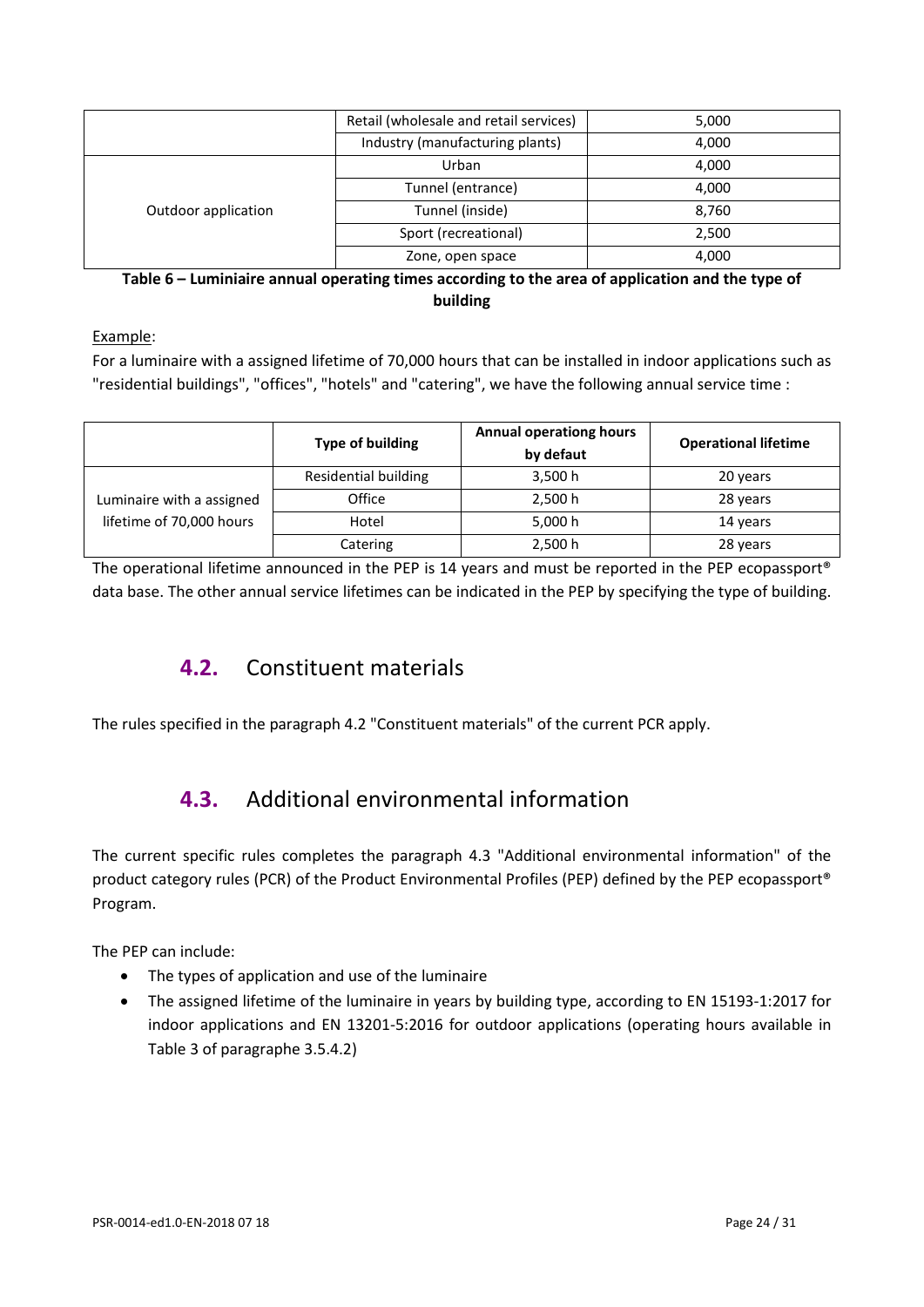|  | Retail (wholesale and retail services) | 5,000 |
| --- | --- | --- |
|  | Industry (manufacturing plants) | 4,000 |
| Outdoor application | Urban | 4,000 |
|  | Tunnel (entrance) | 4,000 |
|  | Tunnel (inside) | 8,760 |
|  | Sport (recreational) | 2,500 |
|  | Zone, open space | 4,000 |

**Table 6 – Luminiaire annual operating times according to the area of application and the type of building**

Example:

For a luminaire with a assigned lifetime of 70,000 hours that can be installed in indoor applications such as "residential buildings", "offices", "hotels" and "catering", we have the following annual service time :

|  | **Type of building** | **Annual operationg hours by defaut** | **Operational lifetime** |
| --- | --- | --- | --- |
| Luminaire with a assigned lifetime of 70,000 hours | Residential building | 3,500 h | 20 years |
|  | Office | 2,500 h | 28 years |
|  | Hotel | 5,000 h | 14 years |
|  | Catering | 2,500 h | 28 years |

The operational lifetime announced in the PEP is 14 years and must be reported in the PEP ecopassport® data base. The other annual service lifetimes can be indicated in the PEP by specifying the type of building.

## 4.2. Constituent materials

The rules specified in the paragraph 4.2 "Constituent materials" of the current PCR apply.

## 4.3. Additional environmental information

The current specific rules completes the paragraph 4.3 "Additional environmental information" of the product category rules (PCR) of the Product Environmental Profiles (PEP) defined by the PEP ecopassport® Program.

The PEP can include:

- The types of application and use of the luminaire
- The assigned lifetime of the luminaire in years by building type, according to EN 15193-1:2017 for indoor applications and EN 13201-5:2016 for outdoor applications (operating hours available in Table 3 of paragraphe 3.5.4.2)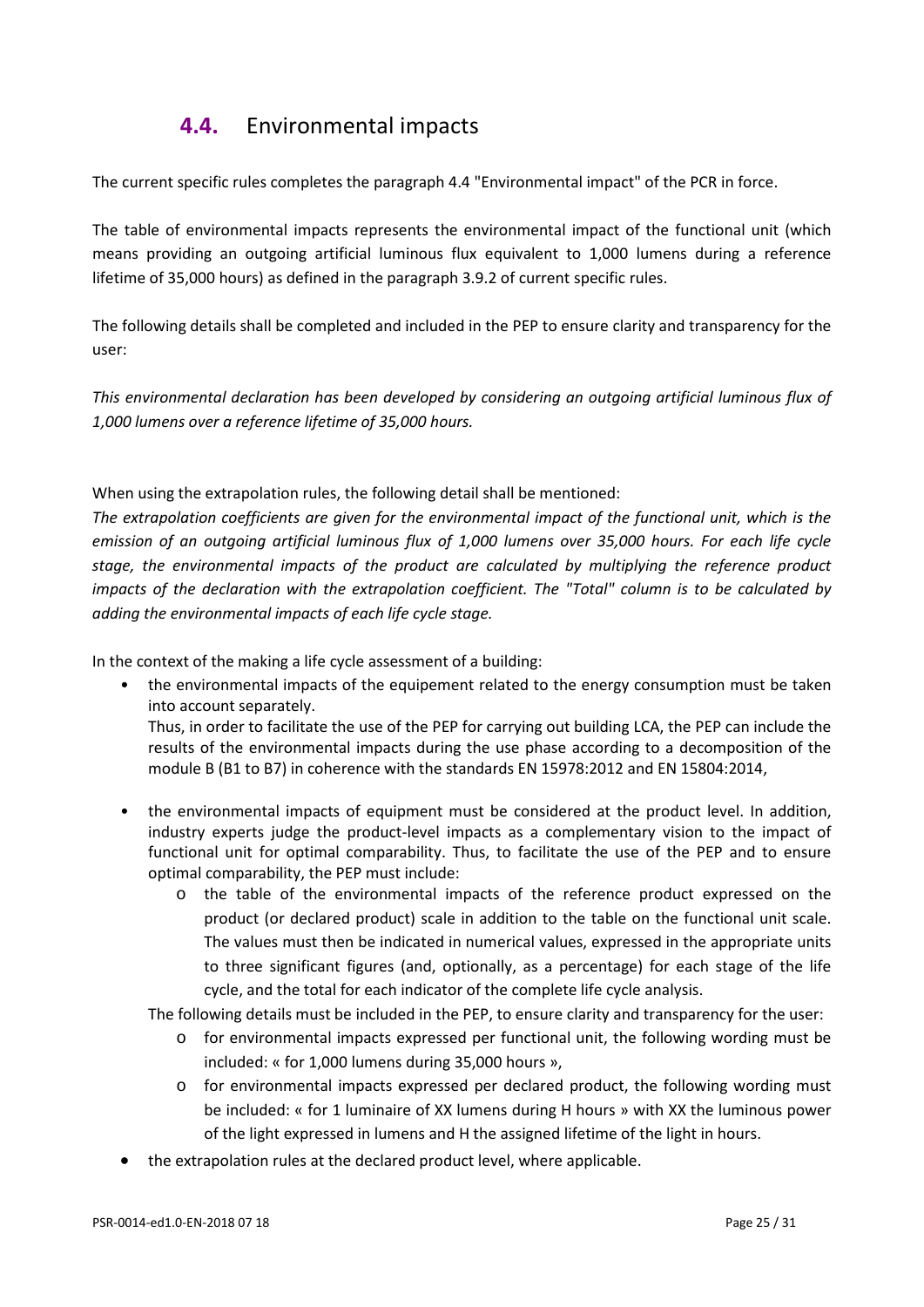## 4.4. Environmental impacts

The current specific rules completes the paragraph 4.4 "Environmental impact" of the PCR in force.

The table of environmental impacts represents the environmental impact of the functional unit (which means providing an outgoing artificial luminous flux equivalent to 1,000 lumens during a reference lifetime of 35,000 hours) as defined in the paragraph 3.9.2 of current specific rules.

The following details shall be completed and included in the PEP to ensure clarity and transparency for the user:

*This environmental declaration has been developed by considering an outgoing artificial luminous flux of 1,000 lumens over a reference lifetime of 35,000 hours.*

When using the extrapolation rules, the following detail shall be mentioned:
*The extrapolation coefficients are given for the environmental impact of the functional unit, which is the emission of an outgoing artificial luminous flux of 1,000 lumens over 35,000 hours. For each life cycle stage, the environmental impacts of the product are calculated by multiplying the reference product impacts of the declaration with the extrapolation coefficient. The "Total" column is to be calculated by adding the environmental impacts of each life cycle stage.*

In the context of the making a life cycle assessment of a building:

- the environmental impacts of the equipement related to the energy consumption must be taken into account separately.
  Thus, in order to facilitate the use of the PEP for carrying out building LCA, the PEP can include the results of the environmental impacts during the use phase according to a decomposition of the module B (B1 to B7) in coherence with the standards EN 15978:2012 and EN 15804:2014,
- the environmental impacts of equipment must be considered at the product level. In addition, industry experts judge the product-level impacts as a complementary vision to the impact of functional unit for optimal comparability. Thus, to facilitate the use of the PEP and to ensure optimal comparability, the PEP must include:
  - the table of the environmental impacts of the reference product expressed on the product (or declared product) scale in addition to the table on the functional unit scale. The values must then be indicated in numerical values, expressed in the appropriate units to three significant figures (and, optionally, as a percentage) for each stage of the life cycle, and the total for each indicator of the complete life cycle analysis.

  The following details must be included in the PEP, to ensure clarity and transparency for the user:
  - for environmental impacts expressed per functional unit, the following wording must be included: « for 1,000 lumens during 35,000 hours »,
  - for environmental impacts expressed per declared product, the following wording must be included: « for 1 luminaire of XX lumens during H hours » with XX the luminous power of the light expressed in lumens and H the assigned lifetime of the light in hours.
- the extrapolation rules at the declared product level, where applicable.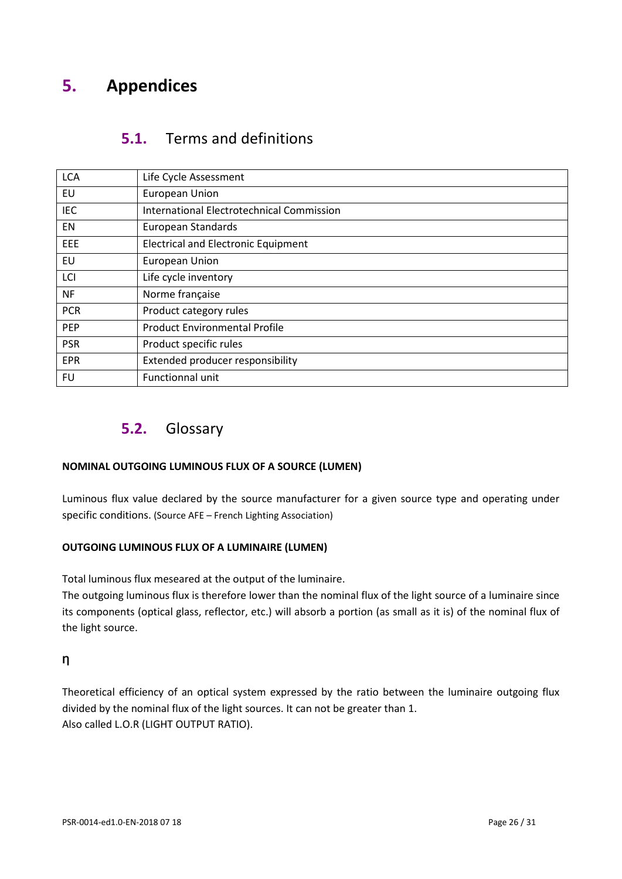# 5. Appendices

## 5.1. Terms and definitions

| LCA | Life Cycle Assessment |
|---|---|
| EU | European Union |
| IEC | International Electrotechnical Commission |
| EN | European Standards |
| EEE | Electrical and Electronic Equipment |
| EU | European Union |
| LCI | Life cycle inventory |
| NF | Norme française |
| PCR | Product category rules |
| PEP | Product Environmental Profile |
| PSR | Product specific rules |
| EPR | Extended producer responsibility |
| FU | Functionnal unit |

## 5.2. Glossary

**NOMINAL OUTGOING LUMINOUS FLUX OF A SOURCE (LUMEN)**

Luminous flux value declared by the source manufacturer for a given source type and operating under specific conditions. (Source AFE – French Lighting Association)

**OUTGOING LUMINOUS FLUX OF A LUMINAIRE (LUMEN)**

Total luminous flux meseared at the output of the luminaire.
The outgoing luminous flux is therefore lower than the nominal flux of the light source of a luminaire since its components (optical glass, reflector, etc.) will absorb a portion (as small as it is) of the nominal flux of the light source.

$\eta$

Theoretical efficiency of an optical system expressed by the ratio between the luminaire outgoing flux divided by the nominal flux of the light sources. It can not be greater than 1.
Also called L.O.R (LIGHT OUTPUT RATIO).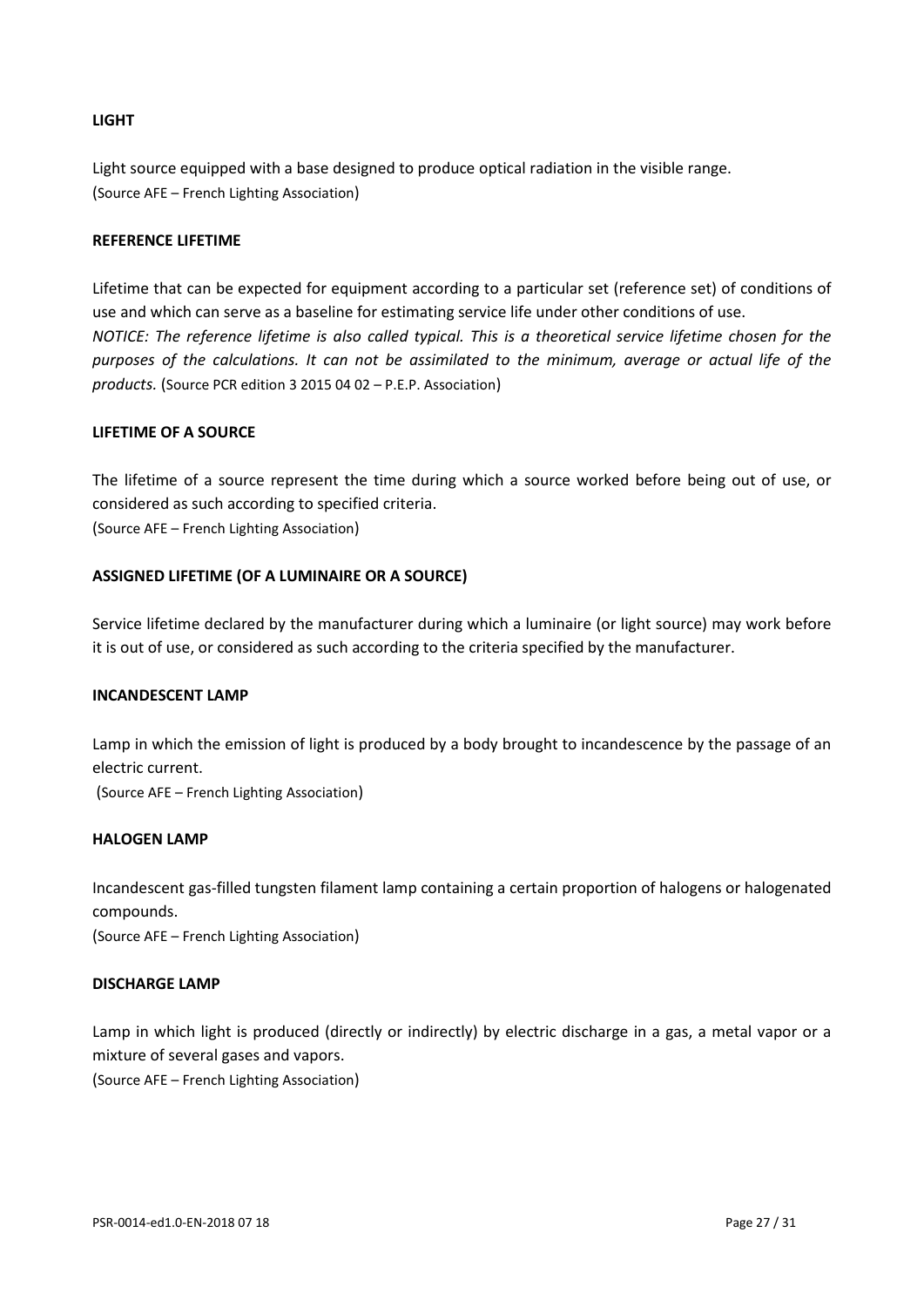**LIGHT**

Light source equipped with a base designed to produce optical radiation in the visible range.
(Source AFE – French Lighting Association)

**REFERENCE LIFETIME**

Lifetime that can be expected for equipment according to a particular set (reference set) of conditions of use and which can serve as a baseline for estimating service life under other conditions of use.
*NOTICE: The reference lifetime is also called typical. This is a theoretical service lifetime chosen for the purposes of the calculations. It can not be assimilated to the minimum, average or actual life of the products.* (Source PCR edition 3 2015 04 02 – P.E.P. Association)

**LIFETIME OF A SOURCE**

The lifetime of a source represent the time during which a source worked before being out of use, or considered as such according to specified criteria.
(Source AFE – French Lighting Association)

**ASSIGNED LIFETIME (OF A LUMINAIRE OR A SOURCE)**

Service lifetime declared by the manufacturer during which a luminaire (or light source) may work before it is out of use, or considered as such according to the criteria specified by the manufacturer.

**INCANDESCENT LAMP**

Lamp in which the emission of light is produced by a body brought to incandescence by the passage of an electric current.
(Source AFE – French Lighting Association)

**HALOGEN LAMP**

Incandescent gas-filled tungsten filament lamp containing a certain proportion of halogens or halogenated compounds.
(Source AFE – French Lighting Association)

**DISCHARGE LAMP**

Lamp in which light is produced (directly or indirectly) by electric discharge in a gas, a metal vapor or a mixture of several gases and vapors.
(Source AFE – French Lighting Association)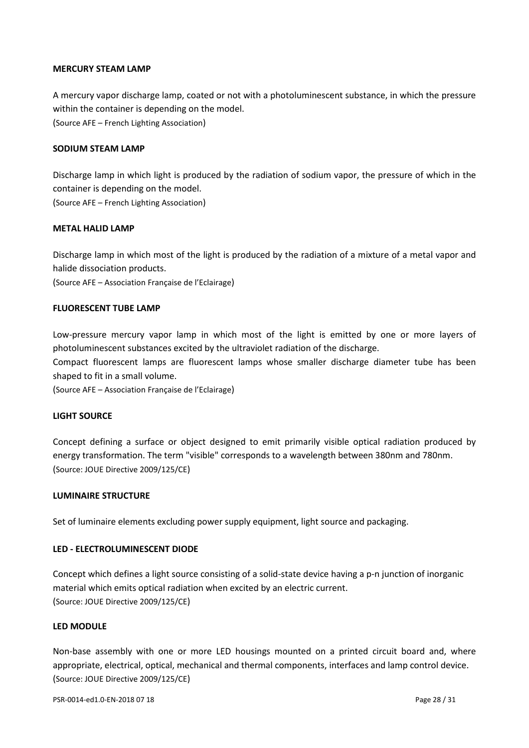### MERCURY STEAM LAMP

A mercury vapor discharge lamp, coated or not with a photoluminescent substance, in which the pressure within the container is depending on the model.
(Source AFE – French Lighting Association)

### SODIUM STEAM LAMP

Discharge lamp in which light is produced by the radiation of sodium vapor, the pressure of which in the container is depending on the model.
(Source AFE – French Lighting Association)

### METAL HALID LAMP

Discharge lamp in which most of the light is produced by the radiation of a mixture of a metal vapor and halide dissociation products.
(Source AFE – Association Française de l'Eclairage)

### FLUORESCENT TUBE LAMP

Low-pressure mercury vapor lamp in which most of the light is emitted by one or more layers of photoluminescent substances excited by the ultraviolet radiation of the discharge.
Compact fluorescent lamps are fluorescent lamps whose smaller discharge diameter tube has been shaped to fit in a small volume.
(Source AFE – Association Française de l'Eclairage)

### LIGHT SOURCE

Concept defining a surface or object designed to emit primarily visible optical radiation produced by energy transformation. The term "visible" corresponds to a wavelength between 380nm and 780nm.
(Source: JOUE Directive 2009/125/CE)

### LUMINAIRE STRUCTURE

Set of luminaire elements excluding power supply equipment, light source and packaging.

### LED - ELECTROLUMINESCENT DIODE

Concept which defines a light source consisting of a solid-state device having a p-n junction of inorganic material which emits optical radiation when excited by an electric current.
(Source: JOUE Directive 2009/125/CE)

### LED MODULE

Non-base assembly with one or more LED housings mounted on a printed circuit board and, where appropriate, electrical, optical, mechanical and thermal components, interfaces and lamp control device.
(Source: JOUE Directive 2009/125/CE)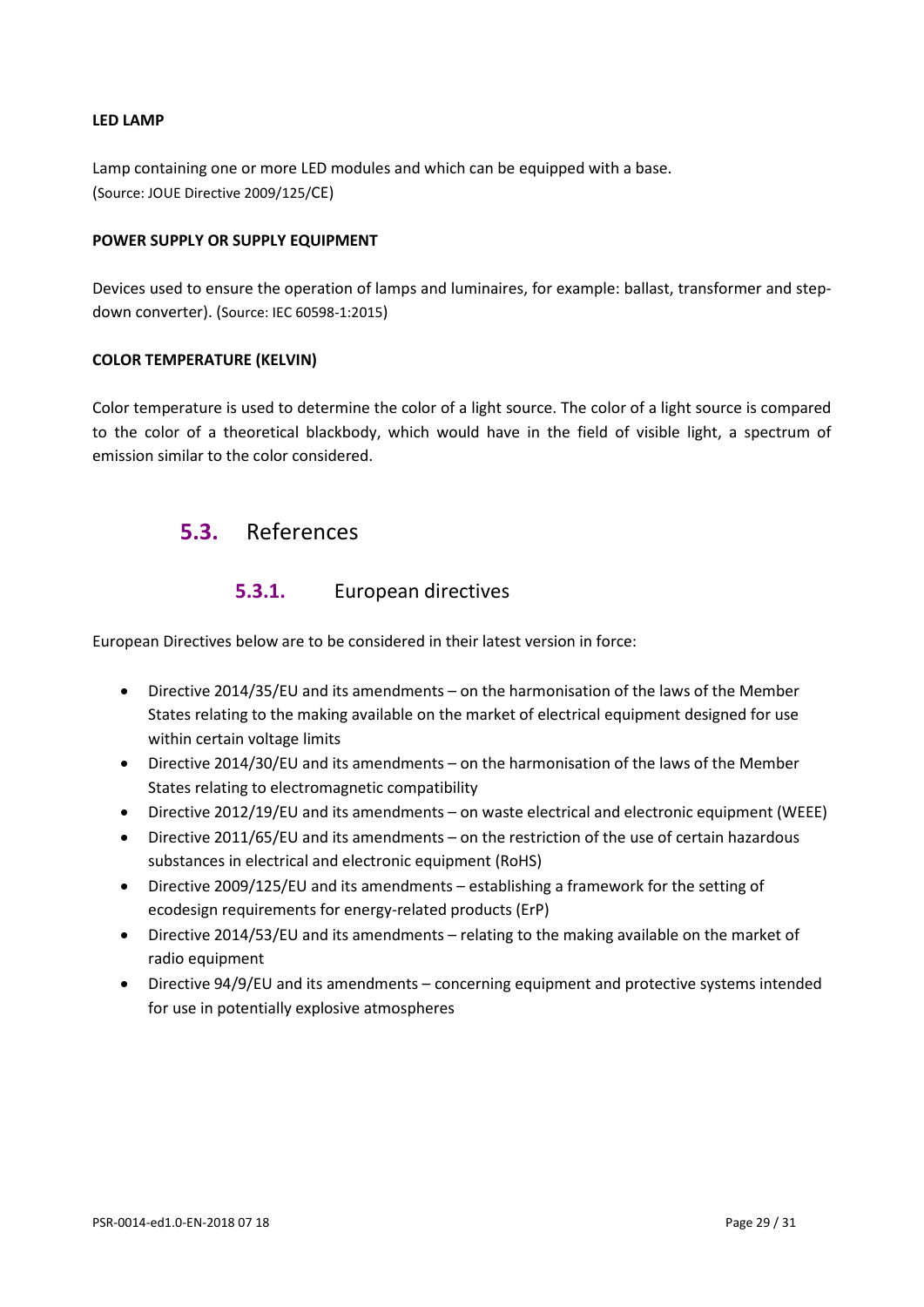**LED LAMP**

Lamp containing one or more LED modules and which can be equipped with a base.
(Source: JOUE Directive 2009/125/CE)

**POWER SUPPLY OR SUPPLY EQUIPMENT**

Devices used to ensure the operation of lamps and luminaires, for example: ballast, transformer and step-down converter). (Source: IEC 60598-1:2015)

**COLOR TEMPERATURE (KELVIN)**

Color temperature is used to determine the color of a light source. The color of a light source is compared to the color of a theoretical blackbody, which would have in the field of visible light, a spectrum of emission similar to the color considered.

## 5.3. References

### 5.3.1. European directives

European Directives below are to be considered in their latest version in force:

- Directive 2014/35/EU and its amendments – on the harmonisation of the laws of the Member States relating to the making available on the market of electrical equipment designed for use within certain voltage limits
- Directive 2014/30/EU and its amendments – on the harmonisation of the laws of the Member States relating to electromagnetic compatibility
- Directive 2012/19/EU and its amendments – on waste electrical and electronic equipment (WEEE)
- Directive 2011/65/EU and its amendments – on the restriction of the use of certain hazardous substances in electrical and electronic equipment (RoHS)
- Directive 2009/125/EU and its amendments – establishing a framework for the setting of ecodesign requirements for energy-related products (ErP)
- Directive 2014/53/EU and its amendments – relating to the making available on the market of radio equipment
- Directive 94/9/EU and its amendments – concerning equipment and protective systems intended for use in potentially explosive atmospheres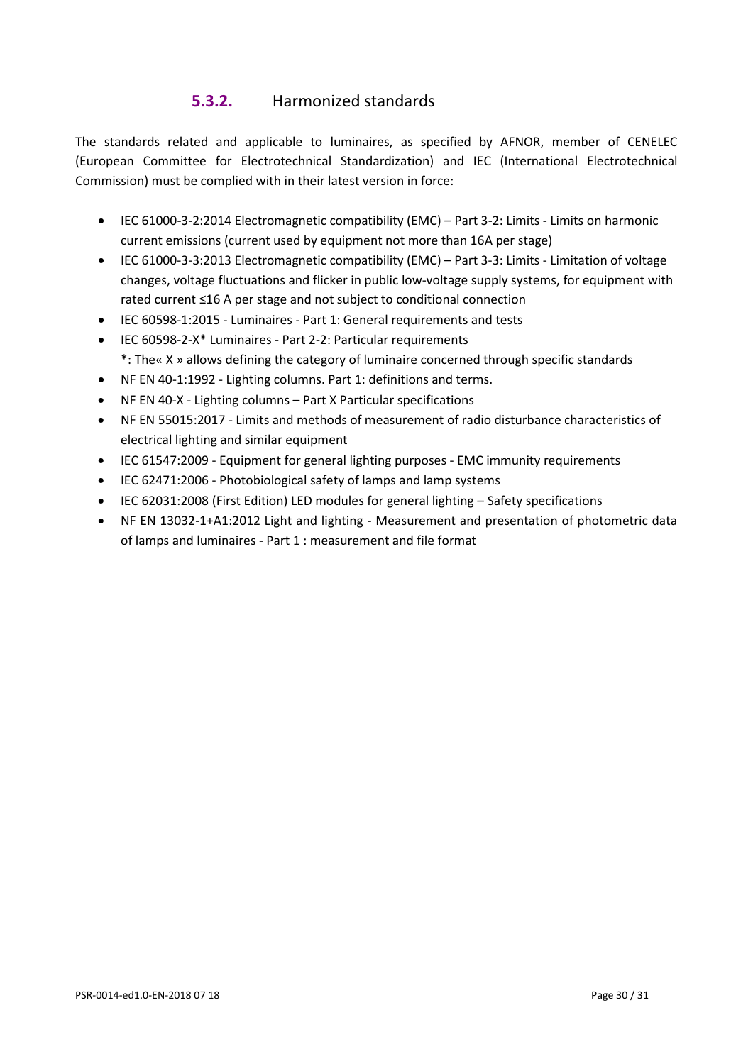### 5.3.2. Harmonized standards

The standards related and applicable to luminaires, as specified by AFNOR, member of CENELEC (European Committee for Electrotechnical Standardization) and IEC (International Electrotechnical Commission) must be complied with in their latest version in force:

- IEC 61000-3-2:2014 Electromagnetic compatibility (EMC) – Part 3-2: Limits - Limits on harmonic current emissions (current used by equipment not more than 16A per stage)
- IEC 61000-3-3:2013 Electromagnetic compatibility (EMC) – Part 3-3: Limits - Limitation of voltage changes, voltage fluctuations and flicker in public low-voltage supply systems, for equipment with rated current ≤16 A per stage and not subject to conditional connection
- IEC 60598-1:2015 - Luminaires - Part 1: General requirements and tests
- IEC 60598-2-X* Luminaires - Part 2-2: Particular requirements
  *: The« X » allows defining the category of luminaire concerned through specific standards
- NF EN 40-1:1992 - Lighting columns. Part 1: definitions and terms.
- NF EN 40-X - Lighting columns – Part X Particular specifications
- NF EN 55015:2017 - Limits and methods of measurement of radio disturbance characteristics of electrical lighting and similar equipment
- IEC 61547:2009 - Equipment for general lighting purposes - EMC immunity requirements
- IEC 62471:2006 - Photobiological safety of lamps and lamp systems
- IEC 62031:2008 (First Edition) LED modules for general lighting – Safety specifications
- NF EN 13032-1+A1:2012 Light and lighting - Measurement and presentation of photometric data of lamps and luminaires - Part 1 : measurement and file format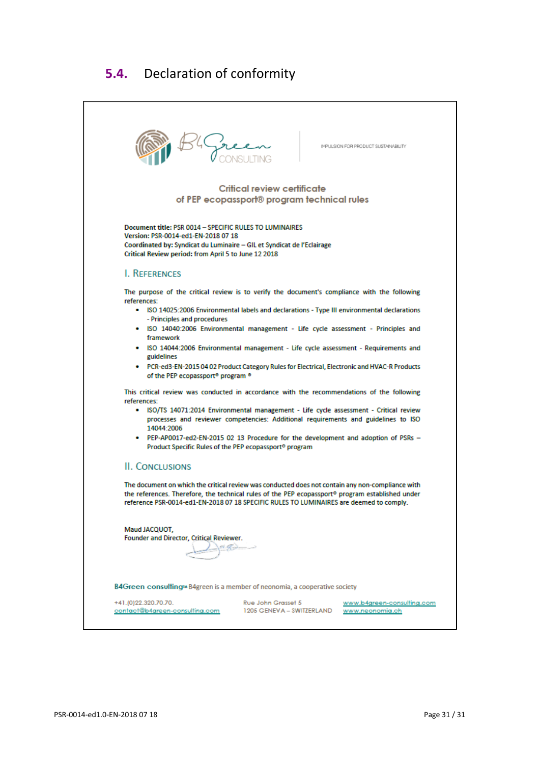## 5.4. Declaration of conformity

B4Green CONSULTING

IMPULSION FOR PRODUCT SUSTAINABILITY

### Critical review certificate of PEP ecopassport® program technical rules

**Document title:** PSR 0014 – SPECIFIC RULES TO LUMINAIRES
**Version:** PSR-0014-ed1-EN-2018 07 18
**Coordinated by:** Syndicat du Luminaire – GIL et Syndicat de l'Eclairage
**Critical Review period:** from April 5 to June 12 2018

### I. References

The purpose of the critical review is to verify the document's compliance with the following references:

- ISO 14025:2006 Environmental labels and declarations - Type III environmental declarations - Principles and procedures
- ISO 14040:2006 Environmental management - Life cycle assessment - Principles and framework
- ISO 14044:2006 Environmental management - Life cycle assessment - Requirements and guidelines
- PCR-ed3-EN-2015 04 02 Product Category Rules for Electrical, Electronic and HVAC-R Products of the PEP ecopassport® program ®

This critical review was conducted in accordance with the recommendations of the following references:

- ISO/TS 14071:2014 Environmental management - Life cycle assessment - Critical review processes and reviewer competencies: Additional requirements and guidelines to ISO 14044:2006
- PEP-AP0017-ed2-EN-2015 02 13 Procedure for the development and adoption of PSRs – Product Specific Rules of the PEP ecopassport® program

### II. Conclusions

The document on which the critical review was conducted does not contain any non-compliance with the references. Therefore, the technical rules of the PEP ecopassport® program established under reference PSR-0014-ed1-EN-2018 07 18 SPECIFIC RULES TO LUMINAIRES are deemed to comply.

Maud JACQUOT,
Founder and Director, Critical Reviewer.

**B4Green consulting™** B4green is a member of neonomia, a cooperative society

+41.(0)22.320.70.70.
contact@b4green-consulting.com

Rue John Grasset 5
1205 GENEVA – SWITZERLAND

www.b4green-consulting.com
www.neonomia.ch